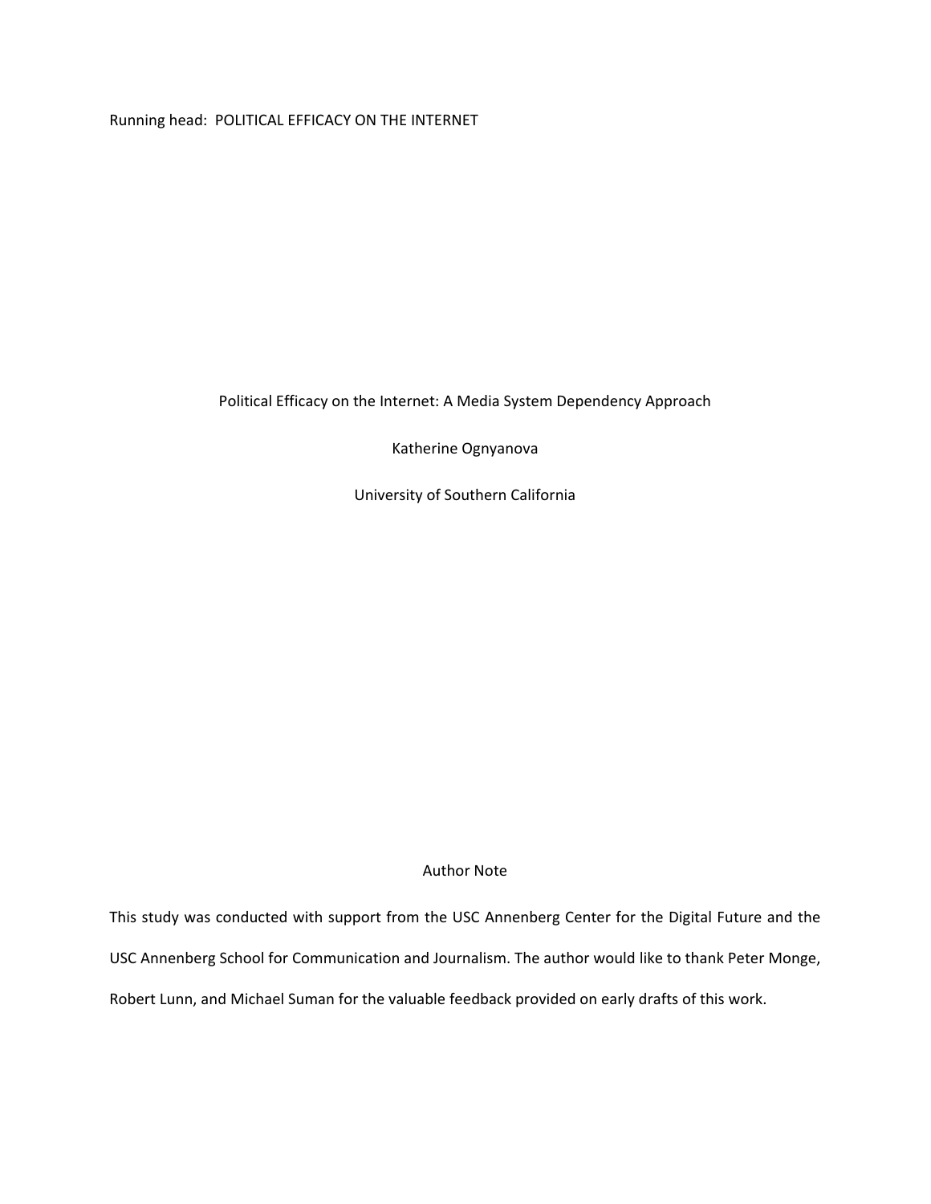# Political Efficacy on the Internet: A Media System Dependency Approach

Katherine Ognyanova

University of Southern California

## Author Note

This study was conducted with support from the USC Annenberg Center for the Digital Future and the USC Annenberg School for Communication and Journalism. The author would like to thank Peter Monge, Robert Lunn, and Michael Suman for the valuable feedback provided on early drafts of this work.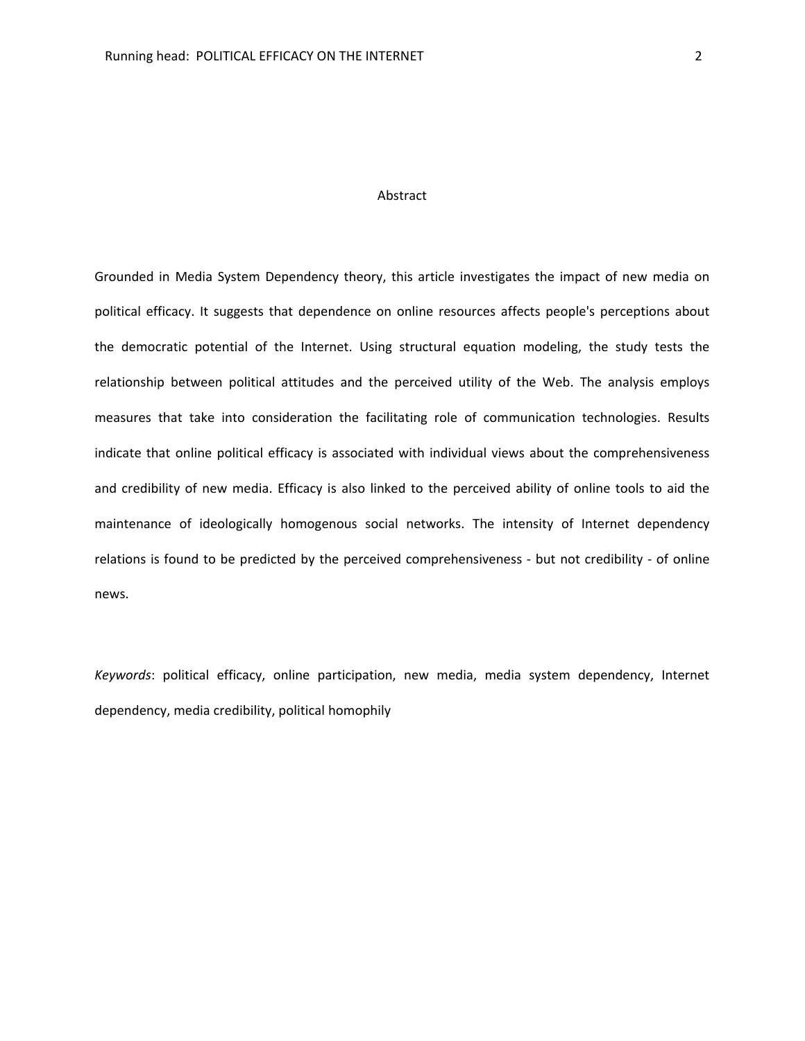# Abstract

Grounded in Media System Dependency theory, this article investigates the impact of new media on political efficacy. It suggests that dependence on online resources affects people's perceptions about the democratic potential of the Internet. Using structural equation modeling, the study tests the relationship between political attitudes and the perceived utility of the Web. The analysis employs measures that take into consideration the facilitating role of communication technologies. Results indicate that online political efficacy is associated with individual views about the comprehensiveness and credibility of new media. Efficacy is also linked to the perceived ability of online tools to aid the maintenance of ideologically homogenous social networks. The intensity of Internet dependency relations is found to be predicted by the perceived comprehensiveness - but not credibility - of online news.

*Keywords*: political efficacy, online participation, new media, media system dependency, Internet dependency, media credibility, political homophily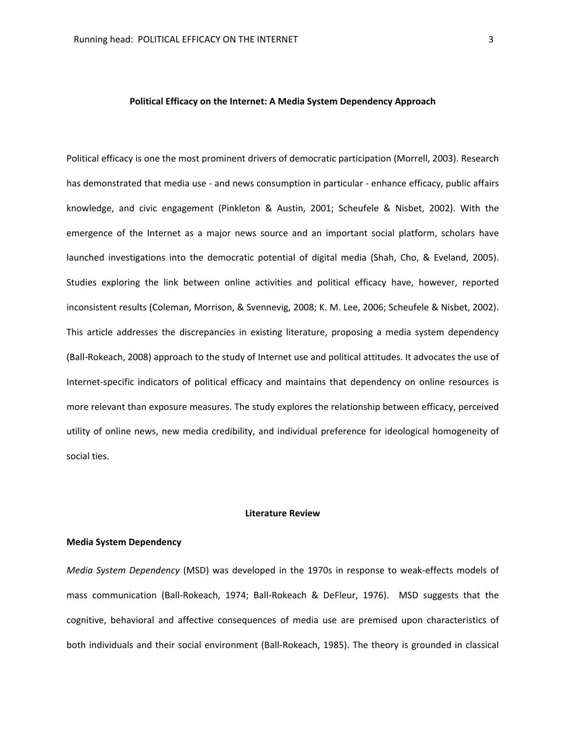## Political Efficacy on the Internet: A Media System Dependency Approach

Political efficacy is one the most prominent drivers of democratic participation (Morrell, 2003). Research has demonstrated that media use - and news consumption in particular - enhance efficacy, public affairs knowledge, and civic engagement (Pinkleton & Austin, 2001; Scheufele & Nisbet, 2002). With the emergence of the Internet as a major news source and an important social platform, scholars have launched investigations into the democratic potential of digital media (Shah, Cho, & Eveland, 2005). Studies exploring the link between online activities and political efficacy have, however, reported inconsistent results (Coleman, Morrison, & Svennevig, 2008; K. M. Lee, 2006; Scheufele & Nisbet, 2002). This article addresses the discrepancies in existing literature, proposing a media system dependency (Ball-Rokeach, 2008) approach to the study of Internet use and political attitudes. It advocates the use of Internet-specific indicators of political efficacy and maintains that dependency on online resources is more relevant than exposure measures. The study explores the relationship between efficacy, perceived utility of online news, new media credibility, and individual preference for ideological homogeneity of social ties.

## Literature Review

### Media System Dependency

*Media System Dependency* (MSD) was developed in the 1970s in response to weak-effects models of mass communication (Ball-Rokeach, 1974; Ball-Rokeach & DeFleur, 1976). MSD suggests that the cognitive, behavioral and affective consequences of media use are premised upon characteristics of both individuals and their social environment (Ball-Rokeach, 1985). The theory is grounded in classical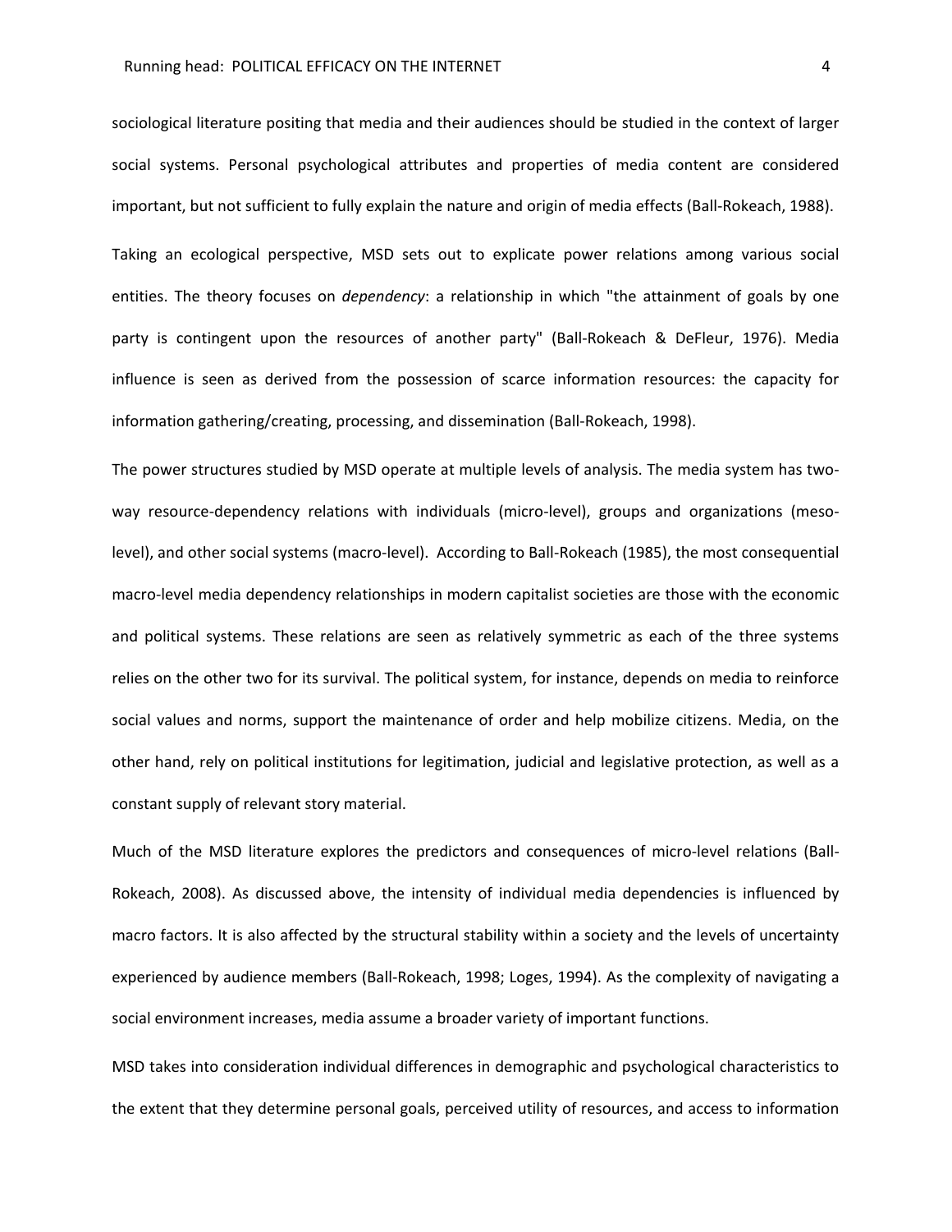sociological literature positing that media and their audiences should be studied in the context of larger social systems. Personal psychological attributes and properties of media content are considered important, but not sufficient to fully explain the nature and origin of media effects (Ball-Rokeach, 1988).

Taking an ecological perspective, MSD sets out to explicate power relations among various social entities. The theory focuses on *dependency*: a relationship in which "the attainment of goals by one party is contingent upon the resources of another party" (Ball-Rokeach & DeFleur, 1976). Media influence is seen as derived from the possession of scarce information resources: the capacity for information gathering/creating, processing, and dissemination (Ball-Rokeach, 1998).

The power structures studied by MSD operate at multiple levels of analysis. The media system has two-way resource-dependency relations with individuals (micro-level), groups and organizations (meso-level), and other social systems (macro-level). According to Ball-Rokeach (1985), the most consequential macro-level media dependency relationships in modern capitalist societies are those with the economic and political systems. These relations are seen as relatively symmetric as each of the three systems relies on the other two for its survival. The political system, for instance, depends on media to reinforce social values and norms, support the maintenance of order and help mobilize citizens. Media, on the other hand, rely on political institutions for legitimation, judicial and legislative protection, as well as a constant supply of relevant story material.

Much of the MSD literature explores the predictors and consequences of micro-level relations (Ball-Rokeach, 2008). As discussed above, the intensity of individual media dependencies is influenced by macro factors. It is also affected by the structural stability within a society and the levels of uncertainty experienced by audience members (Ball-Rokeach, 1998; Loges, 1994). As the complexity of navigating a social environment increases, media assume a broader variety of important functions.

MSD takes into consideration individual differences in demographic and psychological characteristics to the extent that they determine personal goals, perceived utility of resources, and access to information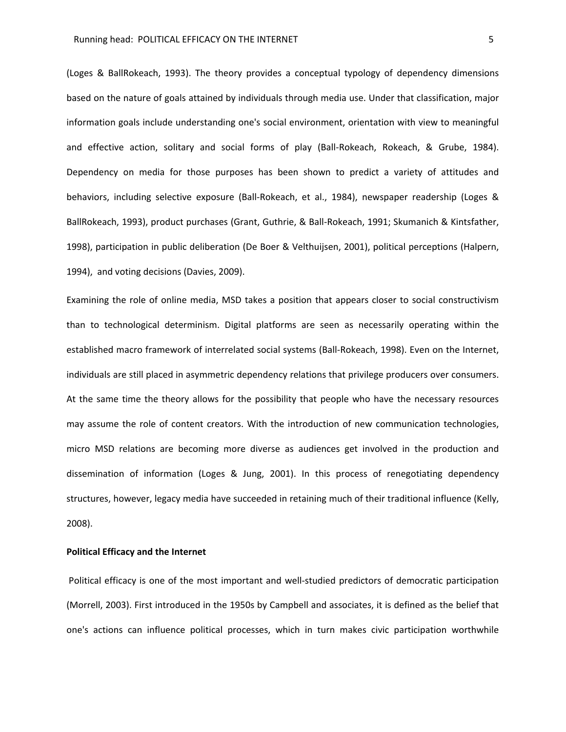(Loges & BallRokeach, 1993). The theory provides a conceptual typology of dependency dimensions based on the nature of goals attained by individuals through media use. Under that classification, major information goals include understanding one's social environment, orientation with view to meaningful and effective action, solitary and social forms of play (Ball-Rokeach, Rokeach, & Grube, 1984). Dependency on media for those purposes has been shown to predict a variety of attitudes and behaviors, including selective exposure (Ball-Rokeach, et al., 1984), newspaper readership (Loges & BallRokeach, 1993), product purchases (Grant, Guthrie, & Ball-Rokeach, 1991; Skumanich & Kintsfather, 1998), participation in public deliberation (De Boer & Velthuijsen, 2001), political perceptions (Halpern, 1994), and voting decisions (Davies, 2009).

Examining the role of online media, MSD takes a position that appears closer to social constructivism than to technological determinism. Digital platforms are seen as necessarily operating within the established macro framework of interrelated social systems (Ball-Rokeach, 1998). Even on the Internet, individuals are still placed in asymmetric dependency relations that privilege producers over consumers. At the same time the theory allows for the possibility that people who have the necessary resources may assume the role of content creators. With the introduction of new communication technologies, micro MSD relations are becoming more diverse as audiences get involved in the production and dissemination of information (Loges & Jung, 2001). In this process of renegotiating dependency structures, however, legacy media have succeeded in retaining much of their traditional influence (Kelly, 2008).

**Political Efficacy and the Internet**

Political efficacy is one of the most important and well-studied predictors of democratic participation (Morrell, 2003). First introduced in the 1950s by Campbell and associates, it is defined as the belief that one's actions can influence political processes, which in turn makes civic participation worthwhile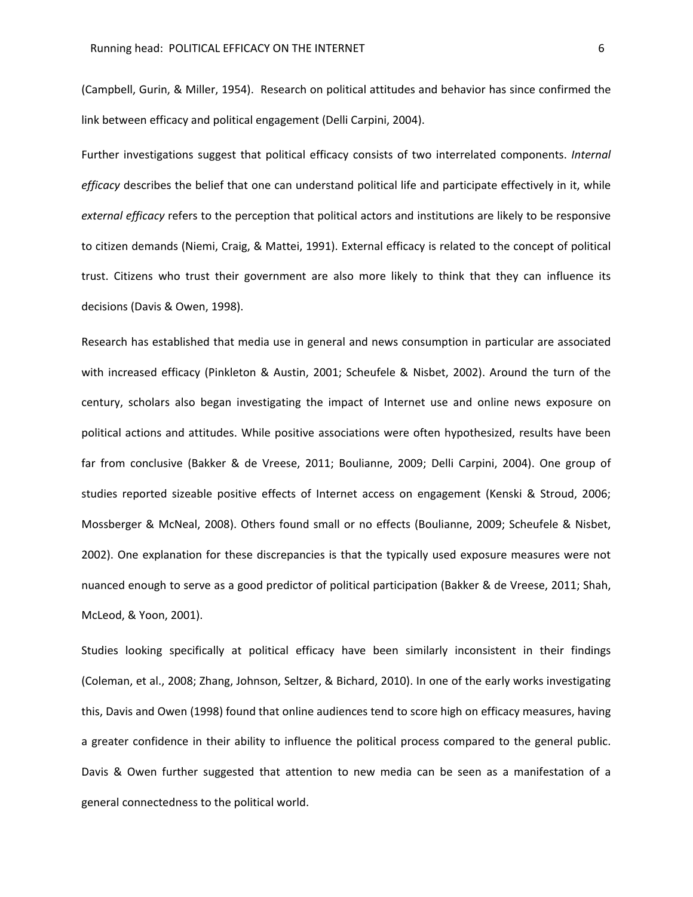(Campbell, Gurin, & Miller, 1954). Research on political attitudes and behavior has since confirmed the link between efficacy and political engagement (Delli Carpini, 2004).

Further investigations suggest that political efficacy consists of two interrelated components. *Internal efficacy* describes the belief that one can understand political life and participate effectively in it, while *external efficacy* refers to the perception that political actors and institutions are likely to be responsive to citizen demands (Niemi, Craig, & Mattei, 1991). External efficacy is related to the concept of political trust. Citizens who trust their government are also more likely to think that they can influence its decisions (Davis & Owen, 1998).

Research has established that media use in general and news consumption in particular are associated with increased efficacy (Pinkleton & Austin, 2001; Scheufele & Nisbet, 2002). Around the turn of the century, scholars also began investigating the impact of Internet use and online news exposure on political actions and attitudes. While positive associations were often hypothesized, results have been far from conclusive (Bakker & de Vreese, 2011; Boulianne, 2009; Delli Carpini, 2004). One group of studies reported sizeable positive effects of Internet access on engagement (Kenski & Stroud, 2006; Mossberger & McNeal, 2008). Others found small or no effects (Boulianne, 2009; Scheufele & Nisbet, 2002). One explanation for these discrepancies is that the typically used exposure measures were not nuanced enough to serve as a good predictor of political participation (Bakker & de Vreese, 2011; Shah, McLeod, & Yoon, 2001).

Studies looking specifically at political efficacy have been similarly inconsistent in their findings (Coleman, et al., 2008; Zhang, Johnson, Seltzer, & Bichard, 2010). In one of the early works investigating this, Davis and Owen (1998) found that online audiences tend to score high on efficacy measures, having a greater confidence in their ability to influence the political process compared to the general public. Davis & Owen further suggested that attention to new media can be seen as a manifestation of a general connectedness to the political world.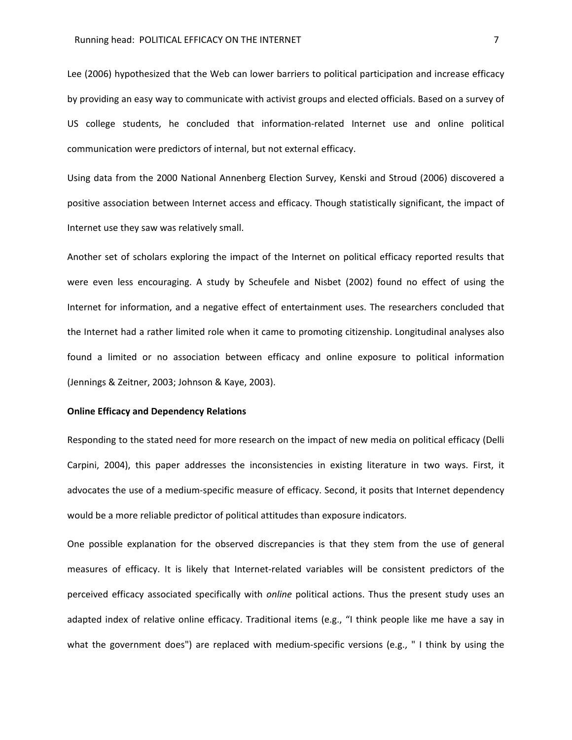Lee (2006) hypothesized that the Web can lower barriers to political participation and increase efficacy by providing an easy way to communicate with activist groups and elected officials. Based on a survey of US college students, he concluded that information-related Internet use and online political communication were predictors of internal, but not external efficacy.

Using data from the 2000 National Annenberg Election Survey, Kenski and Stroud (2006) discovered a positive association between Internet access and efficacy. Though statistically significant, the impact of Internet use they saw was relatively small.

Another set of scholars exploring the impact of the Internet on political efficacy reported results that were even less encouraging. A study by Scheufele and Nisbet (2002) found no effect of using the Internet for information, and a negative effect of entertainment uses. The researchers concluded that the Internet had a rather limited role when it came to promoting citizenship. Longitudinal analyses also found a limited or no association between efficacy and online exposure to political information (Jennings & Zeitner, 2003; Johnson & Kaye, 2003).

**Online Efficacy and Dependency Relations**

Responding to the stated need for more research on the impact of new media on political efficacy (Delli Carpini, 2004), this paper addresses the inconsistencies in existing literature in two ways. First, it advocates the use of a medium-specific measure of efficacy. Second, it posits that Internet dependency would be a more reliable predictor of political attitudes than exposure indicators.

One possible explanation for the observed discrepancies is that they stem from the use of general measures of efficacy. It is likely that Internet-related variables will be consistent predictors of the perceived efficacy associated specifically with *online* political actions. Thus the present study uses an adapted index of relative online efficacy. Traditional items (e.g., "I think people like me have a say in what the government does") are replaced with medium-specific versions (e.g., " I think by using the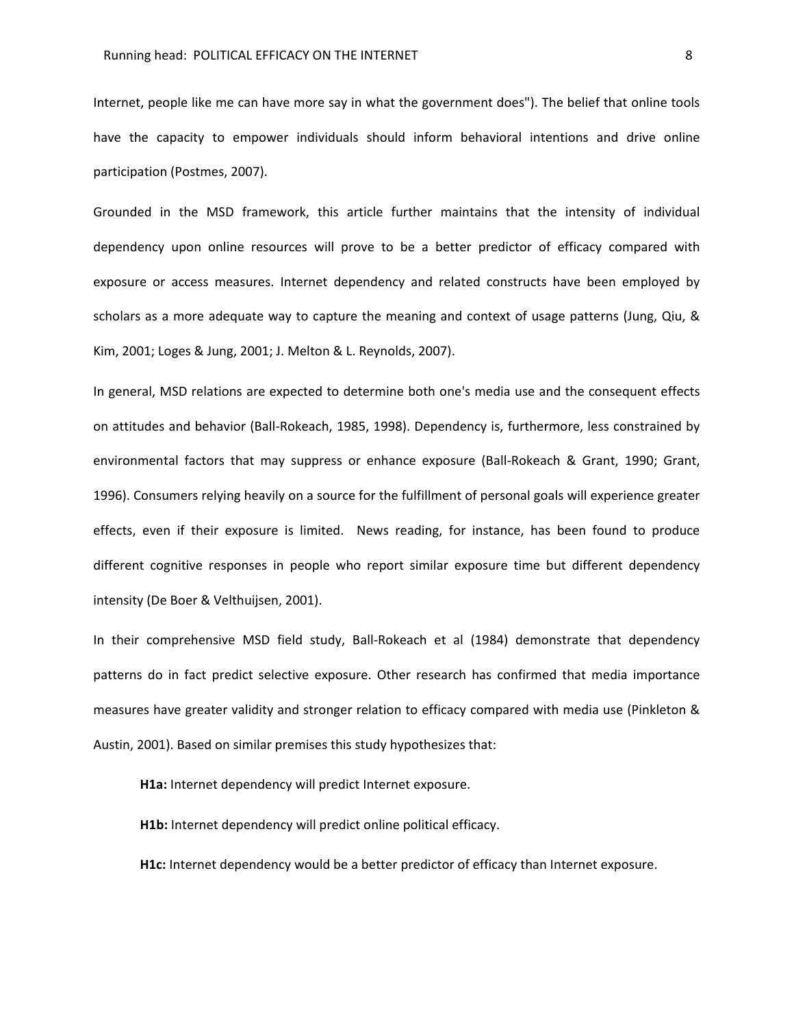Internet, people like me can have more say in what the government does"). The belief that online tools have the capacity to empower individuals should inform behavioral intentions and drive online participation (Postmes, 2007).

Grounded in the MSD framework, this article further maintains that the intensity of individual dependency upon online resources will prove to be a better predictor of efficacy compared with exposure or access measures. Internet dependency and related constructs have been employed by scholars as a more adequate way to capture the meaning and context of usage patterns (Jung, Qiu, & Kim, 2001; Loges & Jung, 2001; J. Melton & L. Reynolds, 2007).

In general, MSD relations are expected to determine both one's media use and the consequent effects on attitudes and behavior (Ball-Rokeach, 1985, 1998). Dependency is, furthermore, less constrained by environmental factors that may suppress or enhance exposure (Ball-Rokeach & Grant, 1990; Grant, 1996). Consumers relying heavily on a source for the fulfillment of personal goals will experience greater effects, even if their exposure is limited. News reading, for instance, has been found to produce different cognitive responses in people who report similar exposure time but different dependency intensity (De Boer & Velthuijsen, 2001).

In their comprehensive MSD field study, Ball-Rokeach et al (1984) demonstrate that dependency patterns do in fact predict selective exposure. Other research has confirmed that media importance measures have greater validity and stronger relation to efficacy compared with media use (Pinkleton & Austin, 2001). Based on similar premises this study hypothesizes that:

**H1a:** Internet dependency will predict Internet exposure.

**H1b:** Internet dependency will predict online political efficacy.

**H1c:** Internet dependency would be a better predictor of efficacy than Internet exposure.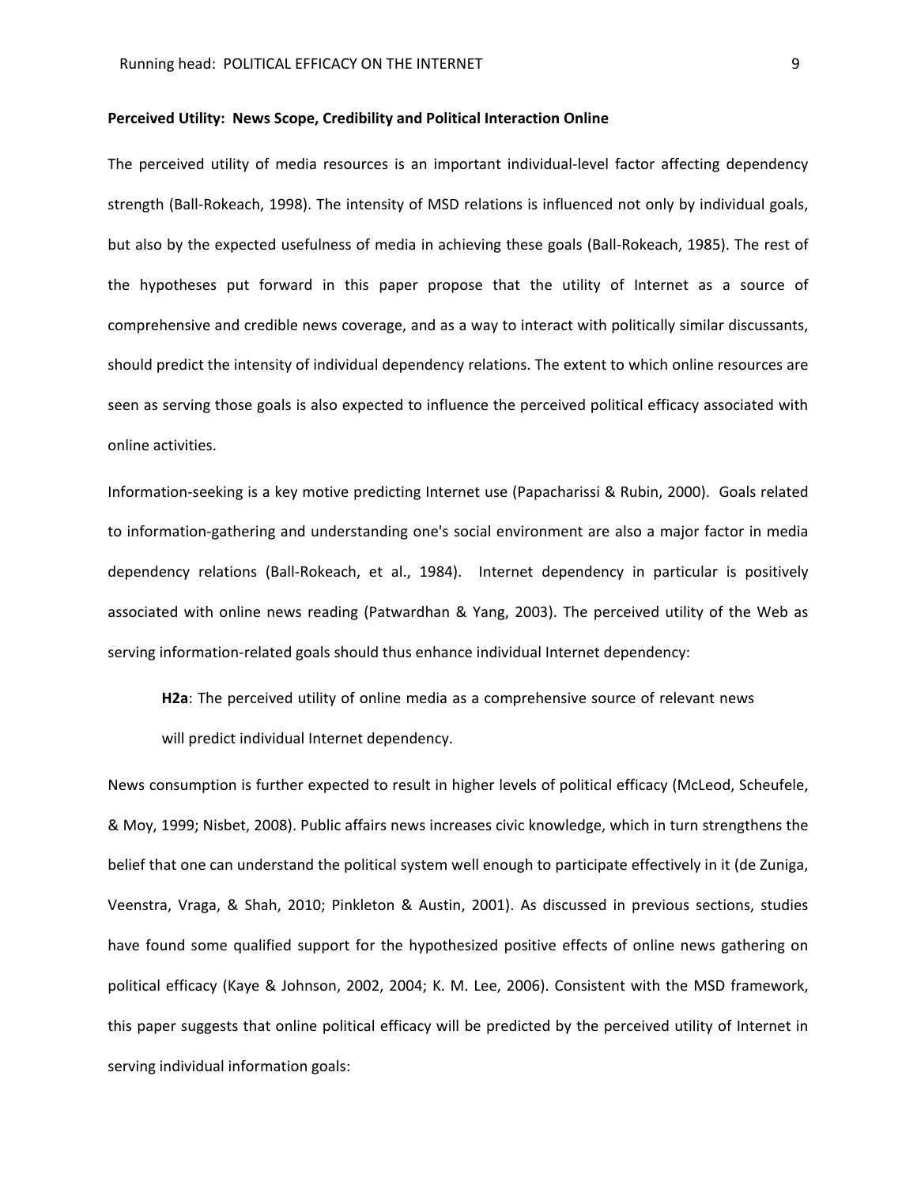**Perceived Utility: News Scope, Credibility and Political Interaction Online**

The perceived utility of media resources is an important individual-level factor affecting dependency strength (Ball-Rokeach, 1998). The intensity of MSD relations is influenced not only by individual goals, but also by the expected usefulness of media in achieving these goals (Ball-Rokeach, 1985). The rest of the hypotheses put forward in this paper propose that the utility of Internet as a source of comprehensive and credible news coverage, and as a way to interact with politically similar discussants, should predict the intensity of individual dependency relations. The extent to which online resources are seen as serving those goals is also expected to influence the perceived political efficacy associated with online activities.

Information-seeking is a key motive predicting Internet use (Papacharissi & Rubin, 2000). Goals related to information-gathering and understanding one's social environment are also a major factor in media dependency relations (Ball-Rokeach, et al., 1984). Internet dependency in particular is positively associated with online news reading (Patwardhan & Yang, 2003). The perceived utility of the Web as serving information-related goals should thus enhance individual Internet dependency:

> **H2a**: The perceived utility of online media as a comprehensive source of relevant news will predict individual Internet dependency.

News consumption is further expected to result in higher levels of political efficacy (McLeod, Scheufele, & Moy, 1999; Nisbet, 2008). Public affairs news increases civic knowledge, which in turn strengthens the belief that one can understand the political system well enough to participate effectively in it (de Zuniga, Veenstra, Vraga, & Shah, 2010; Pinkleton & Austin, 2001). As discussed in previous sections, studies have found some qualified support for the hypothesized positive effects of online news gathering on political efficacy (Kaye & Johnson, 2002, 2004; K. M. Lee, 2006). Consistent with the MSD framework, this paper suggests that online political efficacy will be predicted by the perceived utility of Internet in serving individual information goals: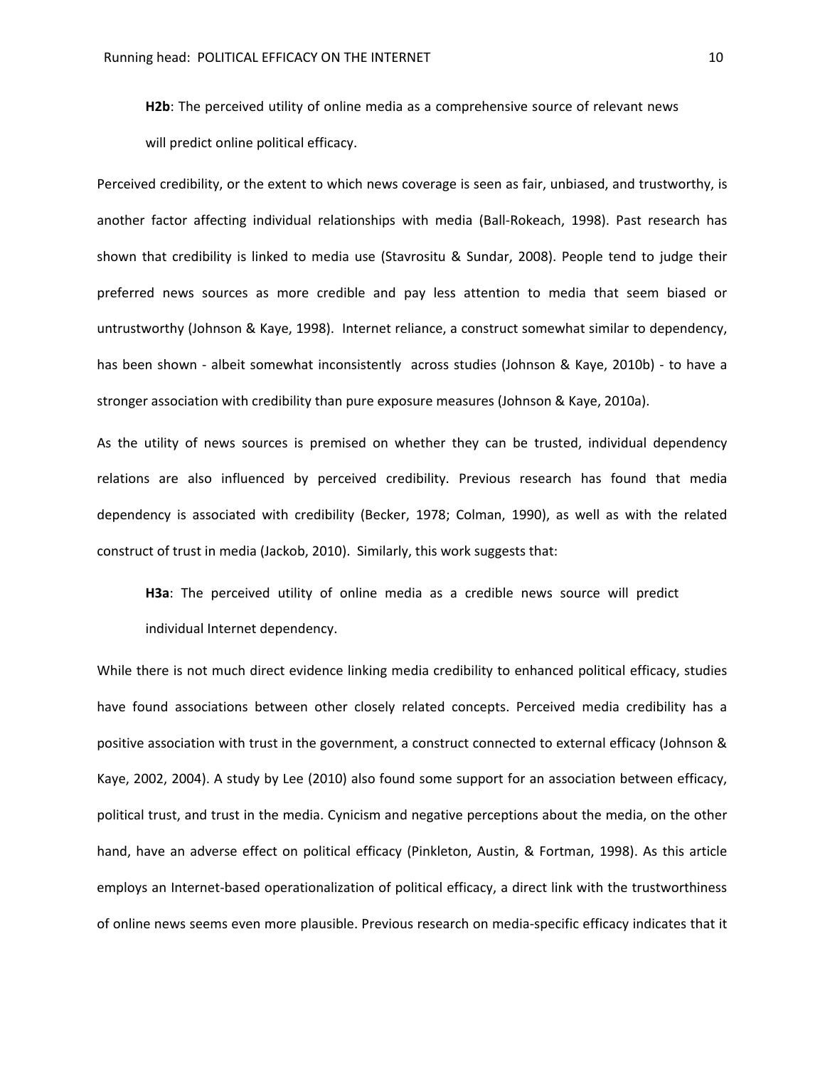**H2b**: The perceived utility of online media as a comprehensive source of relevant news will predict online political efficacy.

Perceived credibility, or the extent to which news coverage is seen as fair, unbiased, and trustworthy, is another factor affecting individual relationships with media (Ball-Rokeach, 1998). Past research has shown that credibility is linked to media use (Stavrositu & Sundar, 2008). People tend to judge their preferred news sources as more credible and pay less attention to media that seem biased or untrustworthy (Johnson & Kaye, 1998). Internet reliance, a construct somewhat similar to dependency, has been shown - albeit somewhat inconsistently across studies (Johnson & Kaye, 2010b) - to have a stronger association with credibility than pure exposure measures (Johnson & Kaye, 2010a).

As the utility of news sources is premised on whether they can be trusted, individual dependency relations are also influenced by perceived credibility. Previous research has found that media dependency is associated with credibility (Becker, 1978; Colman, 1990), as well as with the related construct of trust in media (Jackob, 2010). Similarly, this work suggests that:

**H3a**: The perceived utility of online media as a credible news source will predict individual Internet dependency.

While there is not much direct evidence linking media credibility to enhanced political efficacy, studies have found associations between other closely related concepts. Perceived media credibility has a positive association with trust in the government, a construct connected to external efficacy (Johnson & Kaye, 2002, 2004). A study by Lee (2010) also found some support for an association between efficacy, political trust, and trust in the media. Cynicism and negative perceptions about the media, on the other hand, have an adverse effect on political efficacy (Pinkleton, Austin, & Fortman, 1998). As this article employs an Internet-based operationalization of political efficacy, a direct link with the trustworthiness of online news seems even more plausible. Previous research on media-specific efficacy indicates that it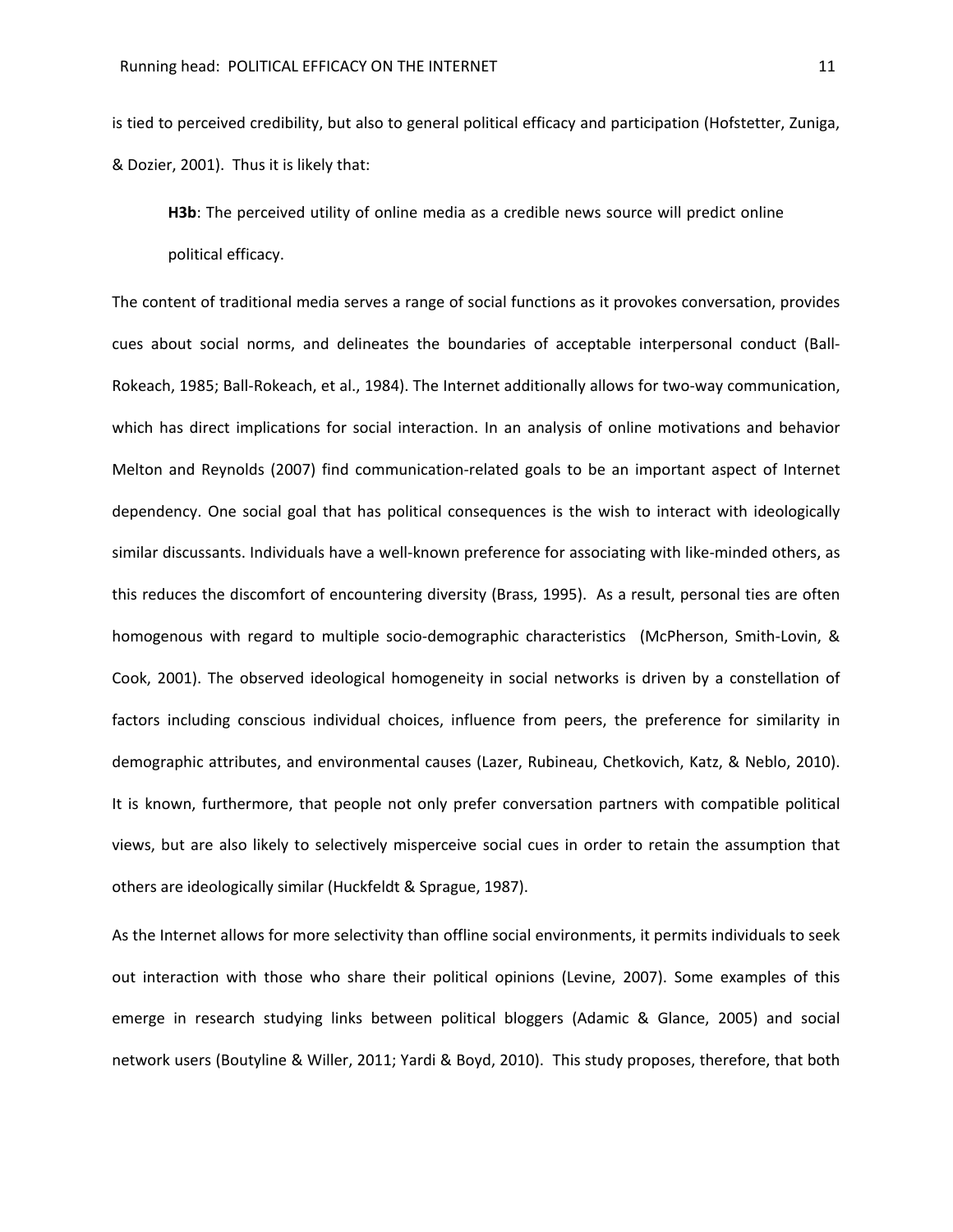is tied to perceived credibility, but also to general political efficacy and participation (Hofstetter, Zuniga, & Dozier, 2001). Thus it is likely that:

> **H3b**: The perceived utility of online media as a credible news source will predict online political efficacy.

The content of traditional media serves a range of social functions as it provokes conversation, provides cues about social norms, and delineates the boundaries of acceptable interpersonal conduct (Ball-Rokeach, 1985; Ball-Rokeach, et al., 1984). The Internet additionally allows for two-way communication, which has direct implications for social interaction. In an analysis of online motivations and behavior Melton and Reynolds (2007) find communication-related goals to be an important aspect of Internet dependency. One social goal that has political consequences is the wish to interact with ideologically similar discussants. Individuals have a well-known preference for associating with like-minded others, as this reduces the discomfort of encountering diversity (Brass, 1995). As a result, personal ties are often homogenous with regard to multiple socio-demographic characteristics (McPherson, Smith-Lovin, & Cook, 2001). The observed ideological homogeneity in social networks is driven by a constellation of factors including conscious individual choices, influence from peers, the preference for similarity in demographic attributes, and environmental causes (Lazer, Rubineau, Chetkovich, Katz, & Neblo, 2010). It is known, furthermore, that people not only prefer conversation partners with compatible political views, but are also likely to selectively misperceive social cues in order to retain the assumption that others are ideologically similar (Huckfeldt & Sprague, 1987).

As the Internet allows for more selectivity than offline social environments, it permits individuals to seek out interaction with those who share their political opinions (Levine, 2007). Some examples of this emerge in research studying links between political bloggers (Adamic & Glance, 2005) and social network users (Boutyline & Willer, 2011; Yardi & Boyd, 2010). This study proposes, therefore, that both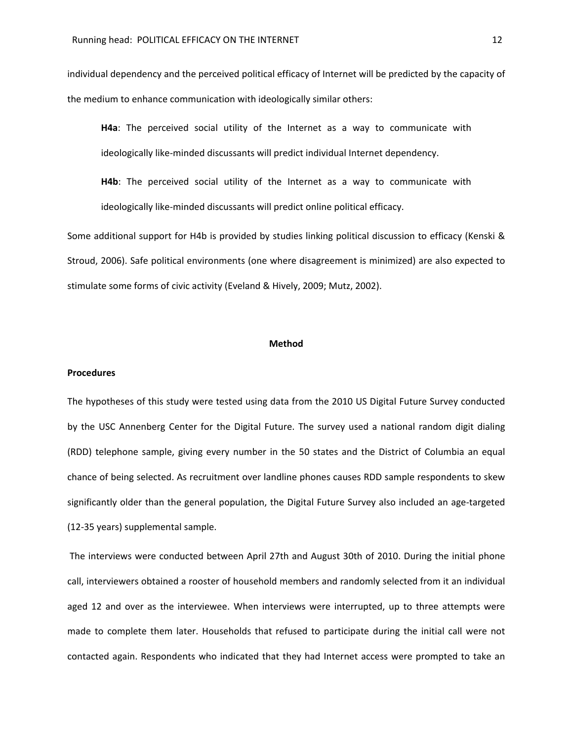individual dependency and the perceived political efficacy of Internet will be predicted by the capacity of the medium to enhance communication with ideologically similar others:

> **H4a**: The perceived social utility of the Internet as a way to communicate with ideologically like-minded discussants will predict individual Internet dependency.
>
> **H4b**: The perceived social utility of the Internet as a way to communicate with ideologically like-minded discussants will predict online political efficacy.

Some additional support for H4b is provided by studies linking political discussion to efficacy (Kenski & Stroud, 2006). Safe political environments (one where disagreement is minimized) are also expected to stimulate some forms of civic activity (Eveland & Hively, 2009; Mutz, 2002).

## Method

### Procedures

The hypotheses of this study were tested using data from the 2010 US Digital Future Survey conducted by the USC Annenberg Center for the Digital Future. The survey used a national random digit dialing (RDD) telephone sample, giving every number in the 50 states and the District of Columbia an equal chance of being selected. As recruitment over landline phones causes RDD sample respondents to skew significantly older than the general population, the Digital Future Survey also included an age-targeted (12-35 years) supplemental sample.

The interviews were conducted between April 27th and August 30th of 2010. During the initial phone call, interviewers obtained a rooster of household members and randomly selected from it an individual aged 12 and over as the interviewee. When interviews were interrupted, up to three attempts were made to complete them later. Households that refused to participate during the initial call were not contacted again. Respondents who indicated that they had Internet access were prompted to take an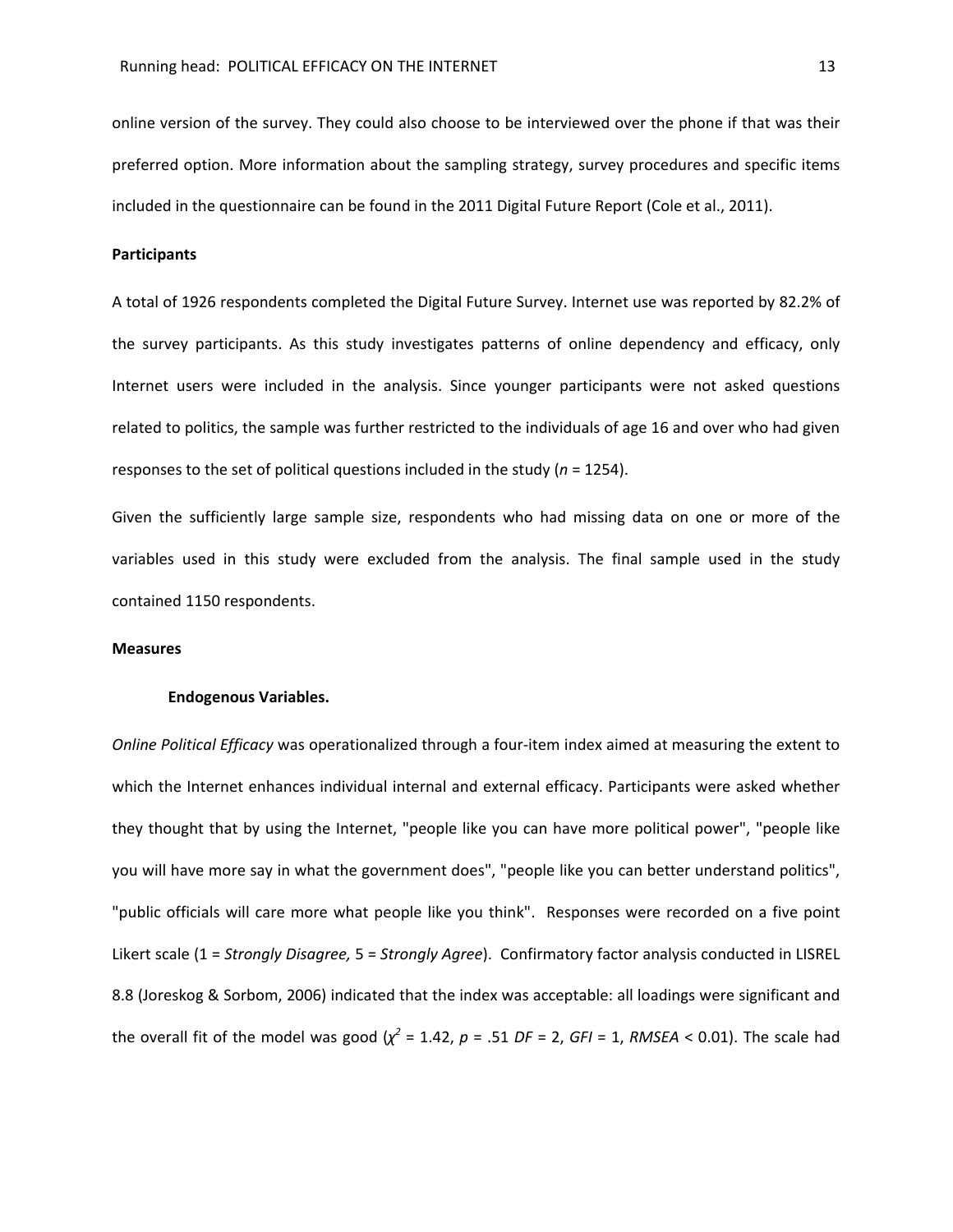online version of the survey. They could also choose to be interviewed over the phone if that was their preferred option. More information about the sampling strategy, survey procedures and specific items included in the questionnaire can be found in the 2011 Digital Future Report (Cole et al., 2011).

**Participants**

A total of 1926 respondents completed the Digital Future Survey. Internet use was reported by 82.2% of the survey participants. As this study investigates patterns of online dependency and efficacy, only Internet users were included in the analysis. Since younger participants were not asked questions related to politics, the sample was further restricted to the individuals of age 16 and over who had given responses to the set of political questions included in the study ($n$ = 1254).

Given the sufficiently large sample size, respondents who had missing data on one or more of the variables used in this study were excluded from the analysis. The final sample used in the study contained 1150 respondents.

**Measures**

**Endogenous Variables.**

*Online Political Efficacy* was operationalized through a four-item index aimed at measuring the extent to which the Internet enhances individual internal and external efficacy. Participants were asked whether they thought that by using the Internet, "people like you can have more political power", "people like you will have more say in what the government does", "people like you can better understand politics", "public officials will care more what people like you think". Responses were recorded on a five point Likert scale (1 = *Strongly Disagree,* 5 = *Strongly Agree*). Confirmatory factor analysis conducted in LISREL 8.8 (Joreskog & Sorbom, 2006) indicated that the index was acceptable: all loadings were significant and the overall fit of the model was good ($\chi^2$ = 1.42, $p$ = .51 $DF$ = 2, $GFI$ = 1, $RMSEA$ < 0.01). The scale had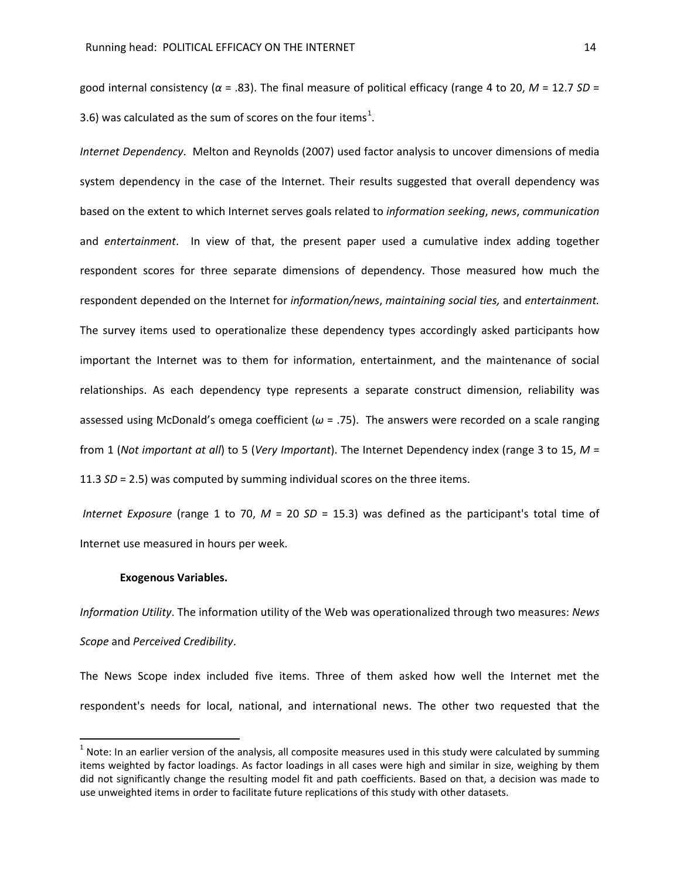good internal consistency ($\alpha$ = .83). The final measure of political efficacy (range 4 to 20, $M$ = 12.7 $SD$ = 3.6) was calculated as the sum of scores on the four items[1].

*Internet Dependency*. Melton and Reynolds (2007) used factor analysis to uncover dimensions of media system dependency in the case of the Internet. Their results suggested that overall dependency was based on the extent to which Internet serves goals related to *information seeking*, *news*, *communication* and *entertainment*. In view of that, the present paper used a cumulative index adding together respondent scores for three separate dimensions of dependency. Those measured how much the respondent depended on the Internet for *information/news*, *maintaining social ties,* and *entertainment.* The survey items used to operationalize these dependency types accordingly asked participants how important the Internet was to them for information, entertainment, and the maintenance of social relationships. As each dependency type represents a separate construct dimension, reliability was assessed using McDonald's omega coefficient ($\omega$ = .75). The answers were recorded on a scale ranging from 1 (*Not important at all*) to 5 (*Very Important*). The Internet Dependency index (range 3 to 15, $M$ = 11.3 $SD$ = 2.5) was computed by summing individual scores on the three items.

*Internet Exposure* (range 1 to 70, $M$ = 20 $SD$ = 15.3) was defined as the participant's total time of Internet use measured in hours per week.

**Exogenous Variables.**

*Information Utility*. The information utility of the Web was operationalized through two measures: *News Scope* and *Perceived Credibility*.

The News Scope index included five items. Three of them asked how well the Internet met the respondent's needs for local, national, and international news. The other two requested that the

[1] Note: In an earlier version of the analysis, all composite measures used in this study were calculated by summing items weighted by factor loadings. As factor loadings in all cases were high and similar in size, weighing by them did not significantly change the resulting model fit and path coefficients. Based on that, a decision was made to use unweighted items in order to facilitate future replications of this study with other datasets.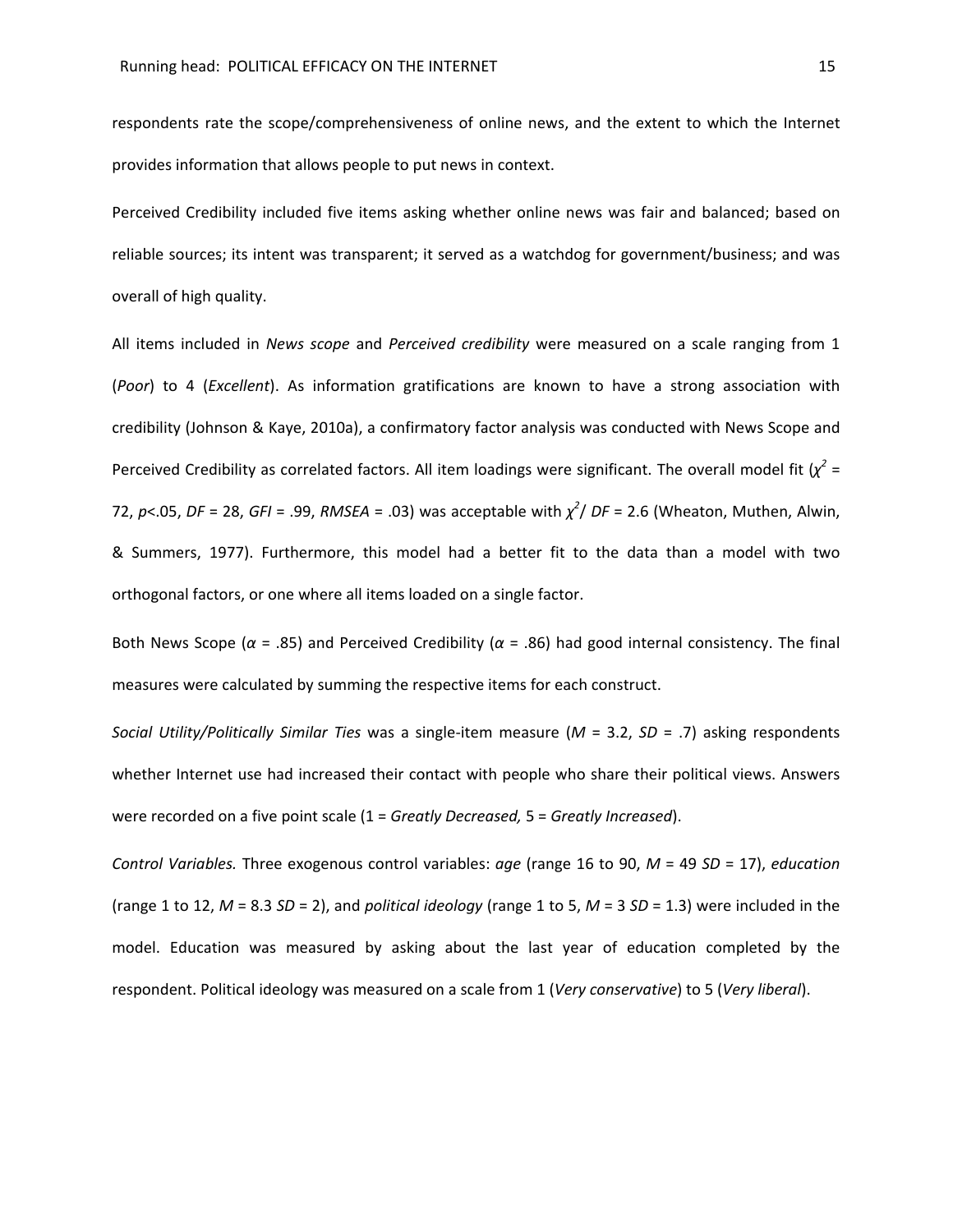respondents rate the scope/comprehensiveness of online news, and the extent to which the Internet provides information that allows people to put news in context.

Perceived Credibility included five items asking whether online news was fair and balanced; based on reliable sources; its intent was transparent; it served as a watchdog for government/business; and was overall of high quality.

All items included in *News scope* and *Perceived credibility* were measured on a scale ranging from 1 (*Poor*) to 4 (*Excellent*). As information gratifications are known to have a strong association with credibility (Johnson & Kaye, 2010a), a confirmatory factor analysis was conducted with News Scope and Perceived Credibility as correlated factors. All item loadings were significant. The overall model fit ($\chi^2$ = 72, $p$<.05, *DF* = 28, *GFI* = .99, *RMSEA* = .03) was acceptable with $\chi^2$/ *DF* = 2.6 (Wheaton, Muthen, Alwin, & Summers, 1977). Furthermore, this model had a better fit to the data than a model with two orthogonal factors, or one where all items loaded on a single factor.

Both News Scope ($\alpha$ = .85) and Perceived Credibility ($\alpha$ = .86) had good internal consistency. The final measures were calculated by summing the respective items for each construct.

*Social Utility/Politically Similar Ties* was a single-item measure (*M* = 3.2, *SD* = .7) asking respondents whether Internet use had increased their contact with people who share their political views. Answers were recorded on a five point scale (1 = *Greatly Decreased,* 5 = *Greatly Increased*).

*Control Variables.* Three exogenous control variables: *age* (range 16 to 90, *M* = 49 *SD* = 17), *education* (range 1 to 12, *M* = 8.3 *SD* = 2), and *political ideology* (range 1 to 5, *M* = 3 *SD* = 1.3) were included in the model. Education was measured by asking about the last year of education completed by the respondent. Political ideology was measured on a scale from 1 (*Very conservative*) to 5 (*Very liberal*).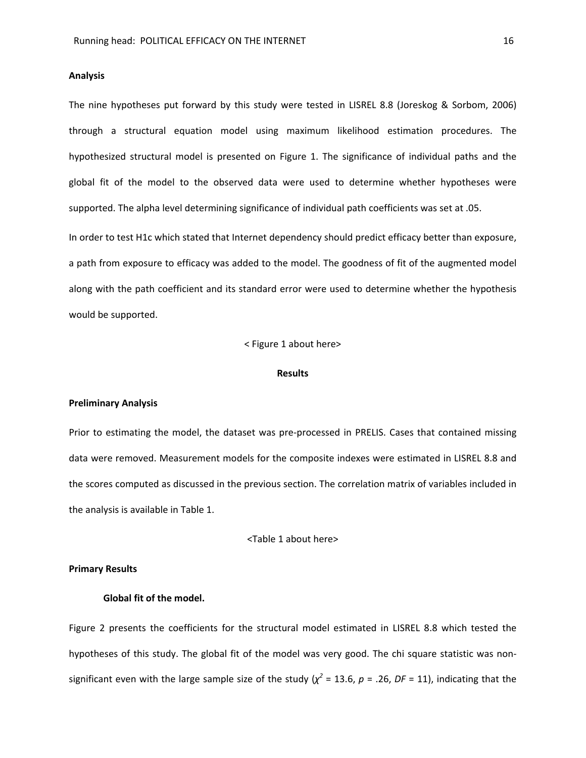**Analysis**

The nine hypotheses put forward by this study were tested in LISREL 8.8 (Joreskog & Sorbom, 2006) through a structural equation model using maximum likelihood estimation procedures. The hypothesized structural model is presented on Figure 1. The significance of individual paths and the global fit of the model to the observed data were used to determine whether hypotheses were supported. The alpha level determining significance of individual path coefficients was set at .05.

In order to test H1c which stated that Internet dependency should predict efficacy better than exposure, a path from exposure to efficacy was added to the model. The goodness of fit of the augmented model along with the path coefficient and its standard error were used to determine whether the hypothesis would be supported.

< Figure 1 about here>

# Results

## Preliminary Analysis

Prior to estimating the model, the dataset was pre-processed in PRELIS. Cases that contained missing data were removed. Measurement models for the composite indexes were estimated in LISREL 8.8 and the scores computed as discussed in the previous section. The correlation matrix of variables included in the analysis is available in Table 1.

<Table 1 about here>

## Primary Results

### Global fit of the model.

Figure 2 presents the coefficients for the structural model estimated in LISREL 8.8 which tested the hypotheses of this study. The global fit of the model was very good. The chi square statistic was non-significant even with the large sample size of the study ($\chi^2$ = 13.6, $p$ = .26, $DF$ = 11), indicating that the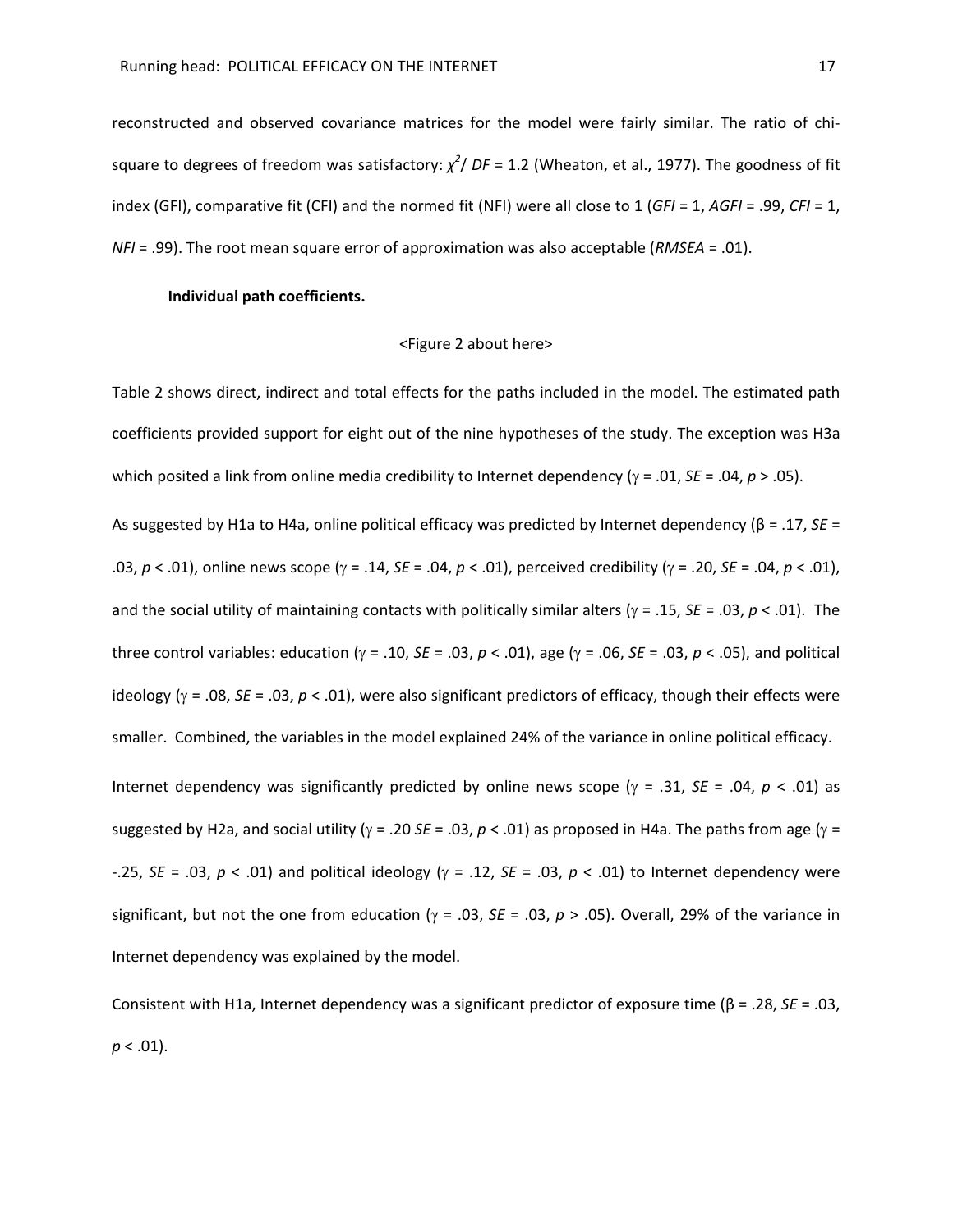reconstructed and observed covariance matrices for the model were fairly similar. The ratio of chi-square to degrees of freedom was satisfactory: $\chi^2$/ *DF* = 1.2 (Wheaton, et al., 1977). The goodness of fit index (GFI), comparative fit (CFI) and the normed fit (NFI) were all close to 1 (*GFI* = 1, *AGFI* = .99, *CFI* = 1, *NFI* = .99). The root mean square error of approximation was also acceptable (*RMSEA* = .01).

**Individual path coefficients.**

<Figure 2 about here>

Table 2 shows direct, indirect and total effects for the paths included in the model. The estimated path coefficients provided support for eight out of the nine hypotheses of the study. The exception was H3a which posited a link from online media credibility to Internet dependency ($\gamma$ = .01, *SE* = .04, $p$ > .05).

As suggested by H1a to H4a, online political efficacy was predicted by Internet dependency ($\beta$ = .17, *SE* = .03, $p$ < .01), online news scope ($\gamma$ = .14, *SE* = .04, $p$ < .01), perceived credibility ($\gamma$ = .20, *SE* = .04, $p$ < .01), and the social utility of maintaining contacts with politically similar alters ($\gamma$ = .15, *SE* = .03, $p$ < .01). The three control variables: education ($\gamma$ = .10, *SE* = .03, $p$ < .01), age ($\gamma$ = .06, *SE* = .03, $p$ < .05), and political ideology ($\gamma$ = .08, *SE* = .03, $p$ < .01), were also significant predictors of efficacy, though their effects were smaller. Combined, the variables in the model explained 24% of the variance in online political efficacy.

Internet dependency was significantly predicted by online news scope ($\gamma$ = .31, *SE* = .04, $p$ < .01) as suggested by H2a, and social utility ($\gamma$ = .20 *SE* = .03, $p$ < .01) as proposed in H4a. The paths from age ($\gamma$ = -.25, *SE* = .03, $p$ < .01) and political ideology ($\gamma$ = .12, *SE* = .03, $p$ < .01) to Internet dependency were significant, but not the one from education ($\gamma$ = .03, *SE* = .03, $p$ > .05). Overall, 29% of the variance in Internet dependency was explained by the model.

Consistent with H1a, Internet dependency was a significant predictor of exposure time ($\beta$ = .28, *SE* = .03, $p$ < .01).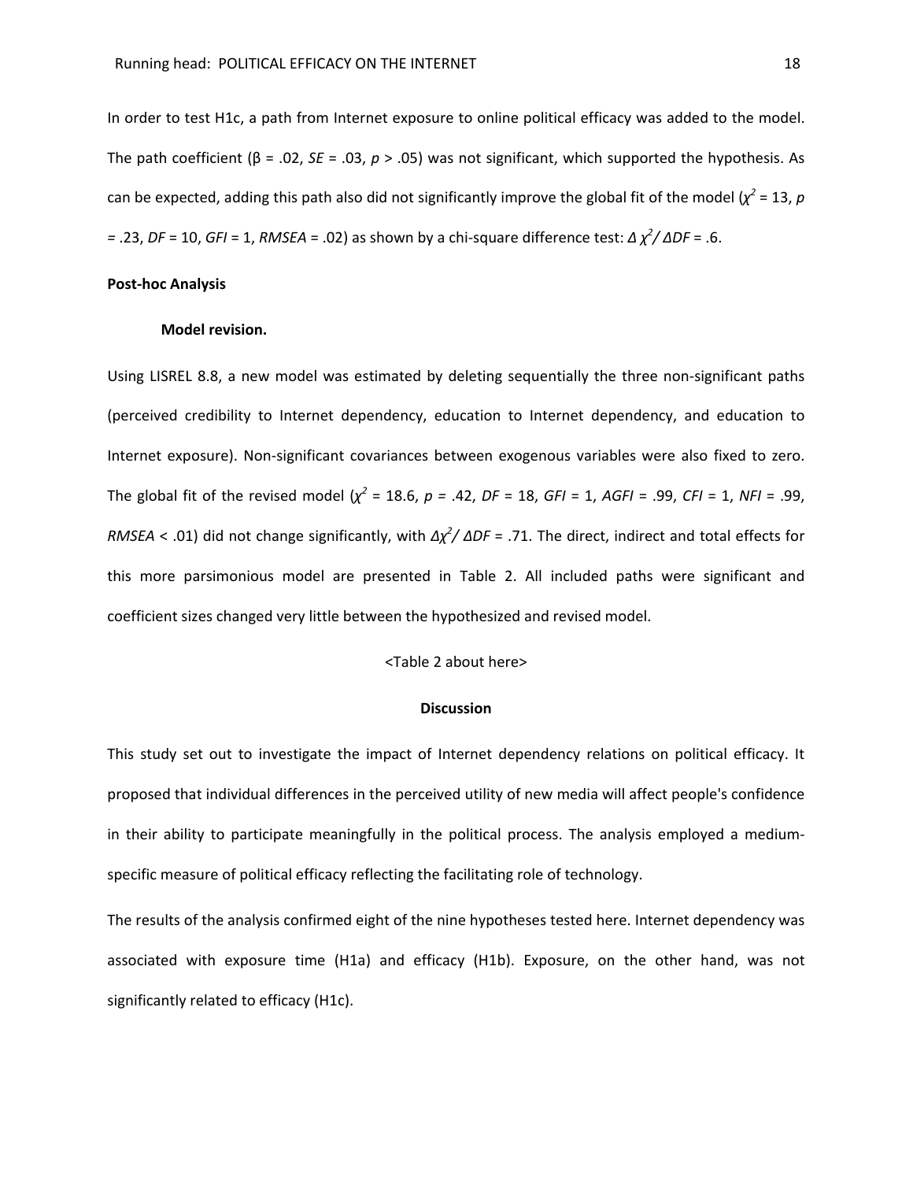In order to test H1c, a path from Internet exposure to online political efficacy was added to the model. The path coefficient (β = .02, *SE* = .03, $p > .05$) was not significant, which supported the hypothesis. As can be expected, adding this path also did not significantly improve the global fit of the model ($\chi^2 = 13$, $p = .23$, *DF* = 10, *GFI* = 1, *RMSEA* = .02) as shown by a chi-square difference test: $\Delta\chi^2/\Delta DF = .6$.

## Post-hoc Analysis

### Model revision.

Using LISREL 8.8, a new model was estimated by deleting sequentially the three non-significant paths (perceived credibility to Internet dependency, education to Internet dependency, and education to Internet exposure). Non-significant covariances between exogenous variables were also fixed to zero. The global fit of the revised model ($\chi^2 = 18.6$, $p = .42$, *DF* = 18, *GFI* = 1, *AGFI* = .99, *CFI* = 1, *NFI* = .99, *RMSEA* < .01) did not change significantly, with $\Delta\chi^2/\Delta DF = .71$. The direct, indirect and total effects for this more parsimonious model are presented in Table 2. All included paths were significant and coefficient sizes changed very little between the hypothesized and revised model.

<Table 2 about here>

# Discussion

This study set out to investigate the impact of Internet dependency relations on political efficacy. It proposed that individual differences in the perceived utility of new media will affect people's confidence in their ability to participate meaningfully in the political process. The analysis employed a medium-specific measure of political efficacy reflecting the facilitating role of technology.

The results of the analysis confirmed eight of the nine hypotheses tested here. Internet dependency was associated with exposure time (H1a) and efficacy (H1b). Exposure, on the other hand, was not significantly related to efficacy (H1c).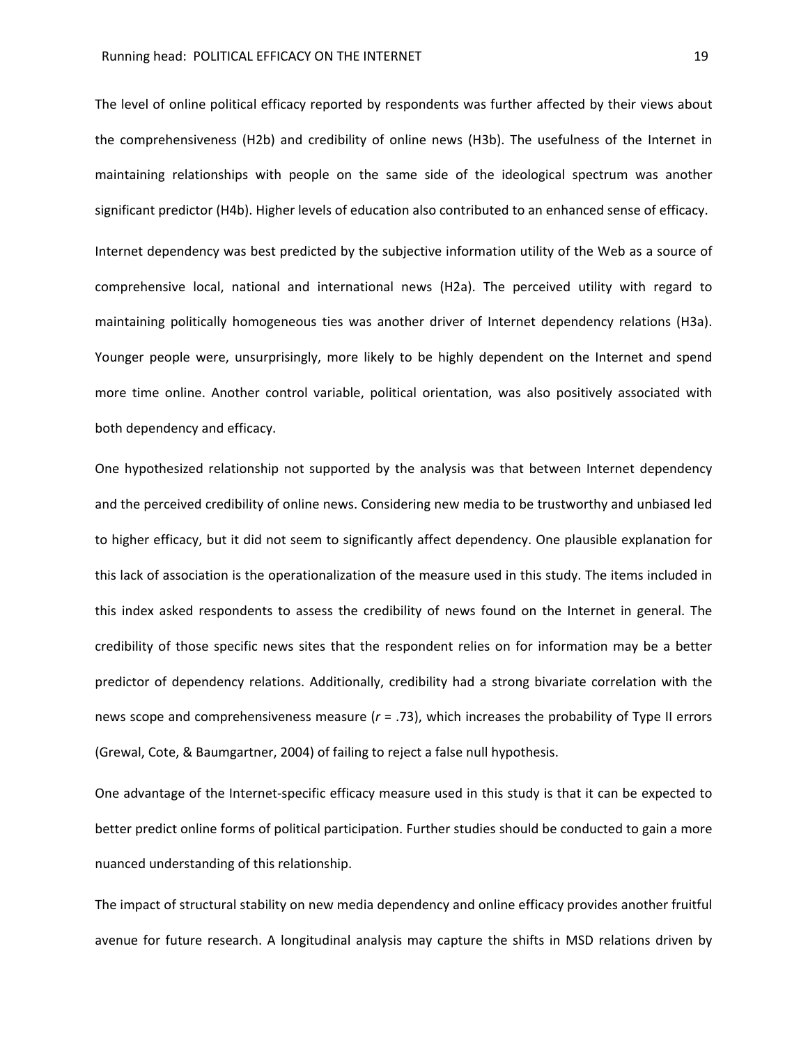The level of online political efficacy reported by respondents was further affected by their views about the comprehensiveness (H2b) and credibility of online news (H3b). The usefulness of the Internet in maintaining relationships with people on the same side of the ideological spectrum was another significant predictor (H4b). Higher levels of education also contributed to an enhanced sense of efficacy.

Internet dependency was best predicted by the subjective information utility of the Web as a source of comprehensive local, national and international news (H2a). The perceived utility with regard to maintaining politically homogeneous ties was another driver of Internet dependency relations (H3a). Younger people were, unsurprisingly, more likely to be highly dependent on the Internet and spend more time online. Another control variable, political orientation, was also positively associated with both dependency and efficacy.

One hypothesized relationship not supported by the analysis was that between Internet dependency and the perceived credibility of online news. Considering new media to be trustworthy and unbiased led to higher efficacy, but it did not seem to significantly affect dependency. One plausible explanation for this lack of association is the operationalization of the measure used in this study. The items included in this index asked respondents to assess the credibility of news found on the Internet in general. The credibility of those specific news sites that the respondent relies on for information may be a better predictor of dependency relations. Additionally, credibility had a strong bivariate correlation with the news scope and comprehensiveness measure ($r$ = .73), which increases the probability of Type II errors (Grewal, Cote, & Baumgartner, 2004) of failing to reject a false null hypothesis.

One advantage of the Internet-specific efficacy measure used in this study is that it can be expected to better predict online forms of political participation. Further studies should be conducted to gain a more nuanced understanding of this relationship.

The impact of structural stability on new media dependency and online efficacy provides another fruitful avenue for future research. A longitudinal analysis may capture the shifts in MSD relations driven by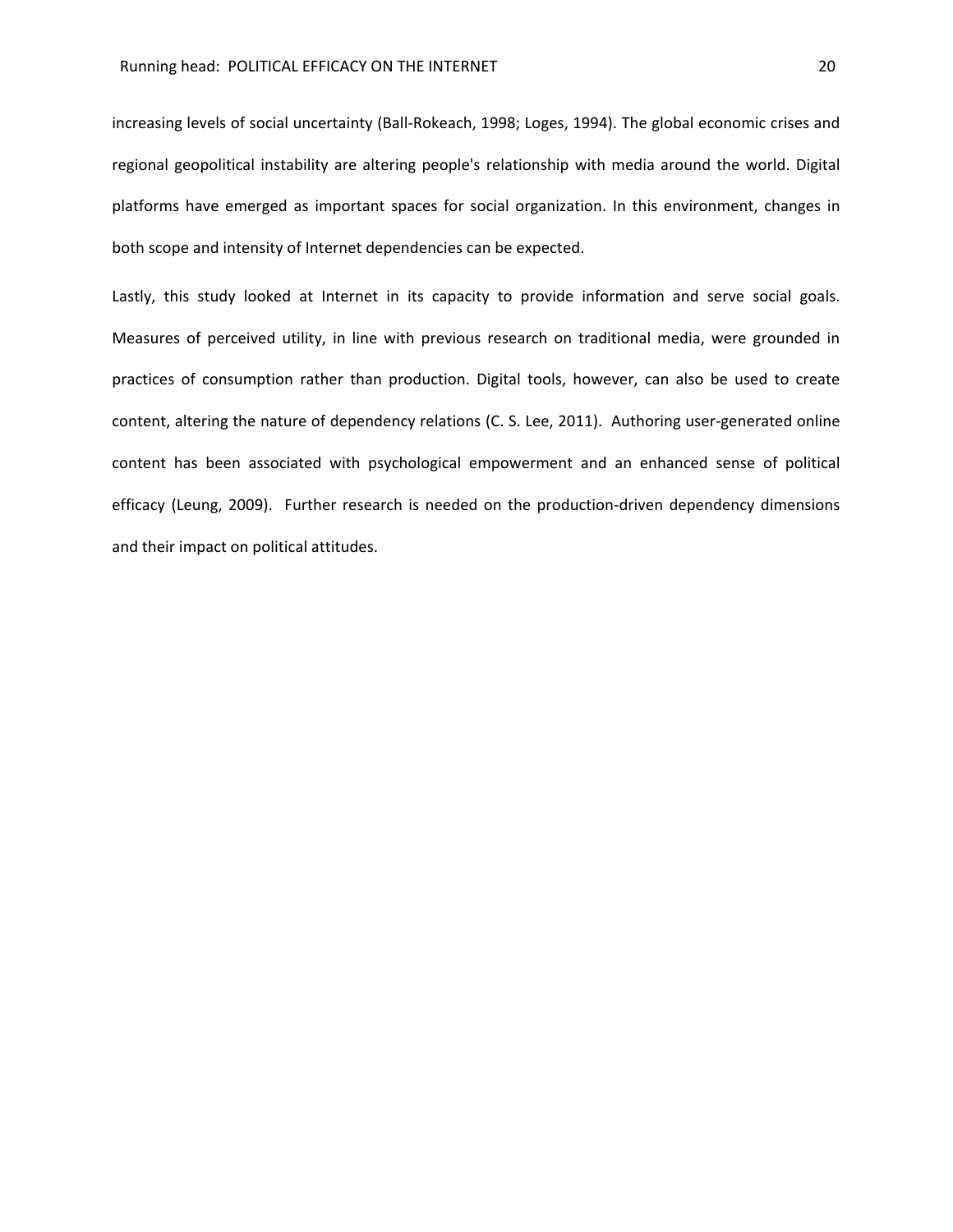increasing levels of social uncertainty (Ball-Rokeach, 1998; Loges, 1994). The global economic crises and regional geopolitical instability are altering people's relationship with media around the world. Digital platforms have emerged as important spaces for social organization. In this environment, changes in both scope and intensity of Internet dependencies can be expected.

Lastly, this study looked at Internet in its capacity to provide information and serve social goals. Measures of perceived utility, in line with previous research on traditional media, were grounded in practices of consumption rather than production. Digital tools, however, can also be used to create content, altering the nature of dependency relations (C. S. Lee, 2011). Authoring user-generated online content has been associated with psychological empowerment and an enhanced sense of political efficacy (Leung, 2009). Further research is needed on the production-driven dependency dimensions and their impact on political attitudes.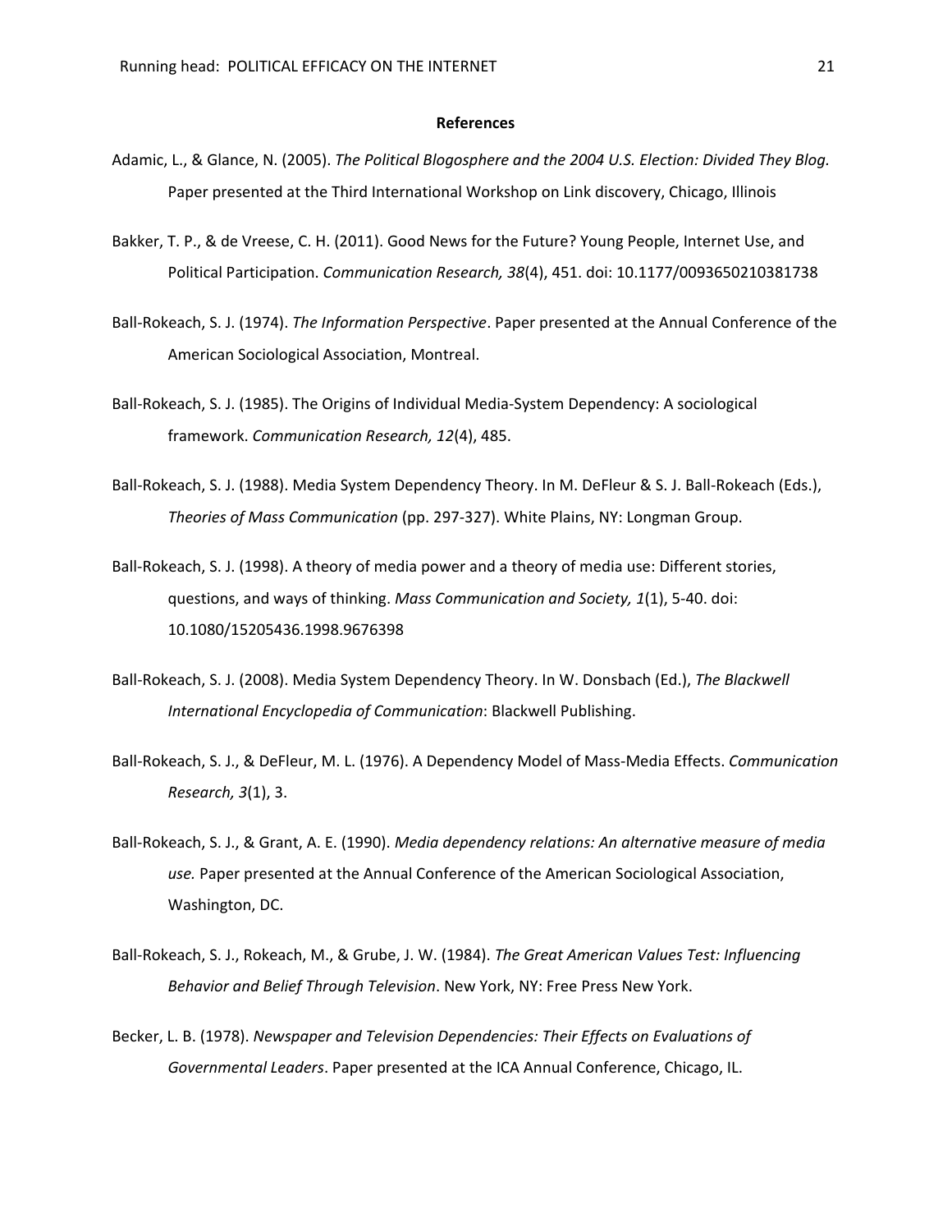## References

Adamic, L., & Glance, N. (2005). *The Political Blogosphere and the 2004 U.S. Election: Divided They Blog.* Paper presented at the Third International Workshop on Link discovery, Chicago, Illinois

Bakker, T. P., & de Vreese, C. H. (2011). Good News for the Future? Young People, Internet Use, and Political Participation. *Communication Research, 38*(4), 451. doi: 10.1177/0093650210381738

Ball-Rokeach, S. J. (1974). *The Information Perspective*. Paper presented at the Annual Conference of the American Sociological Association, Montreal.

Ball-Rokeach, S. J. (1985). The Origins of Individual Media-System Dependency: A sociological framework. *Communication Research, 12*(4), 485.

Ball-Rokeach, S. J. (1988). Media System Dependency Theory. In M. DeFleur & S. J. Ball-Rokeach (Eds.), *Theories of Mass Communication* (pp. 297-327). White Plains, NY: Longman Group.

Ball-Rokeach, S. J. (1998). A theory of media power and a theory of media use: Different stories, questions, and ways of thinking. *Mass Communication and Society, 1*(1), 5-40. doi: 10.1080/15205436.1998.9676398

Ball-Rokeach, S. J. (2008). Media System Dependency Theory. In W. Donsbach (Ed.), *The Blackwell International Encyclopedia of Communication*: Blackwell Publishing.

Ball-Rokeach, S. J., & DeFleur, M. L. (1976). A Dependency Model of Mass-Media Effects. *Communication Research, 3*(1), 3.

Ball-Rokeach, S. J., & Grant, A. E. (1990). *Media dependency relations: An alternative measure of media use.* Paper presented at the Annual Conference of the American Sociological Association, Washington, DC.

Ball-Rokeach, S. J., Rokeach, M., & Grube, J. W. (1984). *The Great American Values Test: Influencing Behavior and Belief Through Television*. New York, NY: Free Press New York.

Becker, L. B. (1978). *Newspaper and Television Dependencies: Their Effects on Evaluations of Governmental Leaders*. Paper presented at the ICA Annual Conference, Chicago, IL.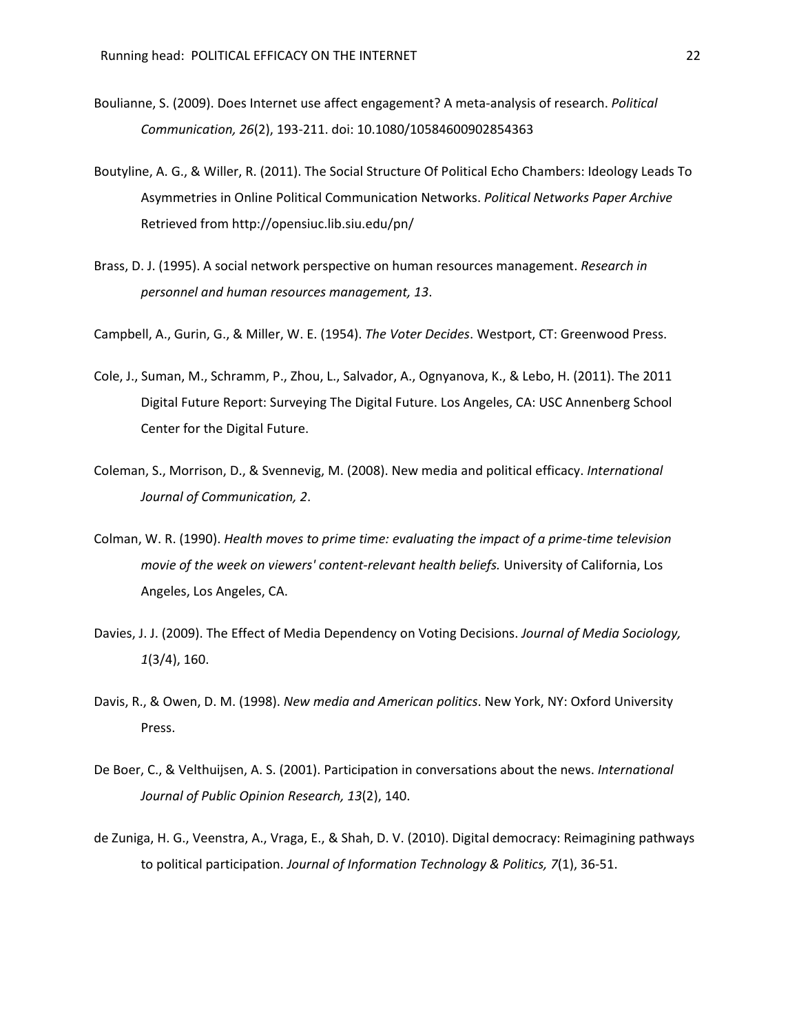Boulianne, S. (2009). Does Internet use affect engagement? A meta-analysis of research. *Political Communication, 26*(2), 193-211. doi: 10.1080/10584600902854363

Boutyline, A. G., & Willer, R. (2011). The Social Structure Of Political Echo Chambers: Ideology Leads To Asymmetries in Online Political Communication Networks. *Political Networks Paper Archive* Retrieved from http://opensiuc.lib.siu.edu/pn/

Brass, D. J. (1995). A social network perspective on human resources management. *Research in personnel and human resources management, 13*.

Campbell, A., Gurin, G., & Miller, W. E. (1954). *The Voter Decides*. Westport, CT: Greenwood Press.

Cole, J., Suman, M., Schramm, P., Zhou, L., Salvador, A., Ognyanova, K., & Lebo, H. (2011). The 2011 Digital Future Report: Surveying The Digital Future. Los Angeles, CA: USC Annenberg School Center for the Digital Future.

Coleman, S., Morrison, D., & Svennevig, M. (2008). New media and political efficacy. *International Journal of Communication, 2*.

Colman, W. R. (1990). *Health moves to prime time: evaluating the impact of a prime-time television movie of the week on viewers' content-relevant health beliefs.* University of California, Los Angeles, Los Angeles, CA.

Davies, J. J. (2009). The Effect of Media Dependency on Voting Decisions. *Journal of Media Sociology, 1*(3/4), 160.

Davis, R., & Owen, D. M. (1998). *New media and American politics*. New York, NY: Oxford University Press.

De Boer, C., & Velthuijsen, A. S. (2001). Participation in conversations about the news. *International Journal of Public Opinion Research, 13*(2), 140.

de Zuniga, H. G., Veenstra, A., Vraga, E., & Shah, D. V. (2010). Digital democracy: Reimagining pathways to political participation. *Journal of Information Technology & Politics, 7*(1), 36-51.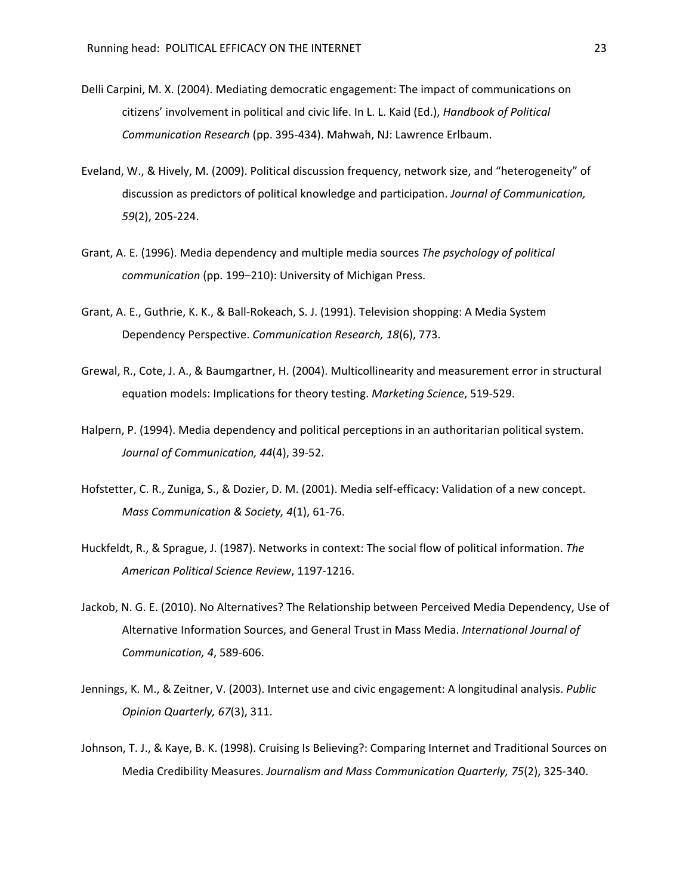Delli Carpini, M. X. (2004). Mediating democratic engagement: The impact of communications on citizens' involvement in political and civic life. In L. L. Kaid (Ed.), *Handbook of Political Communication Research* (pp. 395-434). Mahwah, NJ: Lawrence Erlbaum.

Eveland, W., & Hively, M. (2009). Political discussion frequency, network size, and "heterogeneity" of discussion as predictors of political knowledge and participation. *Journal of Communication, 59*(2), 205-224.

Grant, A. E. (1996). Media dependency and multiple media sources *The psychology of political communication* (pp. 199–210): University of Michigan Press.

Grant, A. E., Guthrie, K. K., & Ball-Rokeach, S. J. (1991). Television shopping: A Media System Dependency Perspective. *Communication Research, 18*(6), 773.

Grewal, R., Cote, J. A., & Baumgartner, H. (2004). Multicollinearity and measurement error in structural equation models: Implications for theory testing. *Marketing Science*, 519-529.

Halpern, P. (1994). Media dependency and political perceptions in an authoritarian political system. *Journal of Communication, 44*(4), 39-52.

Hofstetter, C. R., Zuniga, S., & Dozier, D. M. (2001). Media self-efficacy: Validation of a new concept. *Mass Communication & Society, 4*(1), 61-76.

Huckfeldt, R., & Sprague, J. (1987). Networks in context: The social flow of political information. *The American Political Science Review*, 1197-1216.

Jackob, N. G. E. (2010). No Alternatives? The Relationship between Perceived Media Dependency, Use of Alternative Information Sources, and General Trust in Mass Media. *International Journal of Communication, 4*, 589-606.

Jennings, K. M., & Zeitner, V. (2003). Internet use and civic engagement: A longitudinal analysis. *Public Opinion Quarterly, 67*(3), 311.

Johnson, T. J., & Kaye, B. K. (1998). Cruising Is Believing?: Comparing Internet and Traditional Sources on Media Credibility Measures. *Journalism and Mass Communication Quarterly, 75*(2), 325-340.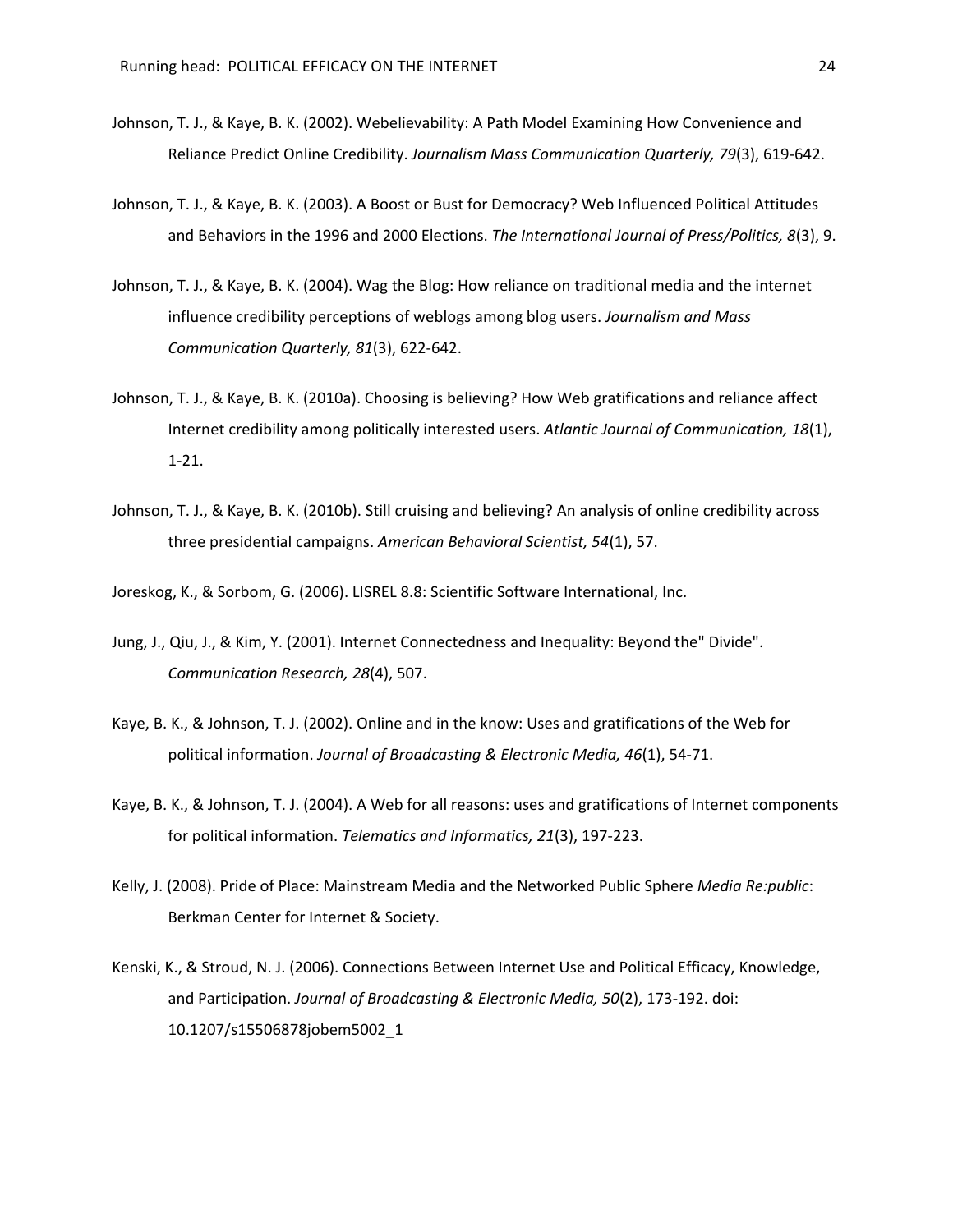Johnson, T. J., & Kaye, B. K. (2002). Webelievability: A Path Model Examining How Convenience and Reliance Predict Online Credibility. *Journalism Mass Communication Quarterly, 79*(3), 619-642.

Johnson, T. J., & Kaye, B. K. (2003). A Boost or Bust for Democracy? Web Influenced Political Attitudes and Behaviors in the 1996 and 2000 Elections. *The International Journal of Press/Politics, 8*(3), 9.

Johnson, T. J., & Kaye, B. K. (2004). Wag the Blog: How reliance on traditional media and the internet influence credibility perceptions of weblogs among blog users. *Journalism and Mass Communication Quarterly, 81*(3), 622-642.

Johnson, T. J., & Kaye, B. K. (2010a). Choosing is believing? How Web gratifications and reliance affect Internet credibility among politically interested users. *Atlantic Journal of Communication, 18*(1), 1-21.

Johnson, T. J., & Kaye, B. K. (2010b). Still cruising and believing? An analysis of online credibility across three presidential campaigns. *American Behavioral Scientist, 54*(1), 57.

Joreskog, K., & Sorbom, G. (2006). LISREL 8.8: Scientific Software International, Inc.

Jung, J., Qiu, J., & Kim, Y. (2001). Internet Connectedness and Inequality: Beyond the" Divide". *Communication Research, 28*(4), 507.

Kaye, B. K., & Johnson, T. J. (2002). Online and in the know: Uses and gratifications of the Web for political information. *Journal of Broadcasting & Electronic Media, 46*(1), 54-71.

Kaye, B. K., & Johnson, T. J. (2004). A Web for all reasons: uses and gratifications of Internet components for political information. *Telematics and Informatics, 21*(3), 197-223.

Kelly, J. (2008). Pride of Place: Mainstream Media and the Networked Public Sphere *Media Re:public*: Berkman Center for Internet & Society.

Kenski, K., & Stroud, N. J. (2006). Connections Between Internet Use and Political Efficacy, Knowledge, and Participation. *Journal of Broadcasting & Electronic Media, 50*(2), 173-192. doi: 10.1207/s15506878jobem5002_1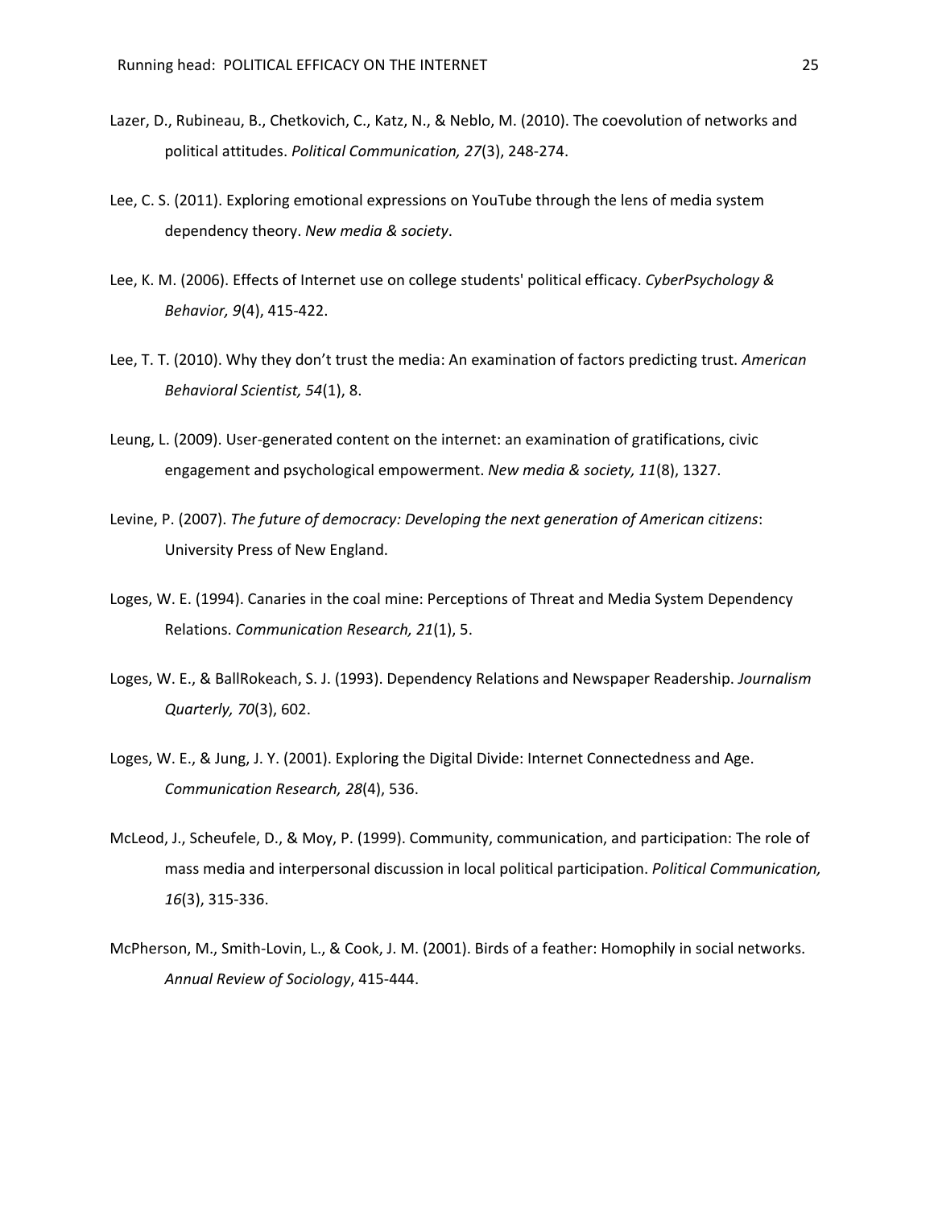Lazer, D., Rubineau, B., Chetkovich, C., Katz, N., & Neblo, M. (2010). The coevolution of networks and political attitudes. *Political Communication, 27*(3), 248-274.

Lee, C. S. (2011). Exploring emotional expressions on YouTube through the lens of media system dependency theory. *New media & society*.

Lee, K. M. (2006). Effects of Internet use on college students' political efficacy. *CyberPsychology & Behavior, 9*(4), 415-422.

Lee, T. T. (2010). Why they don't trust the media: An examination of factors predicting trust. *American Behavioral Scientist, 54*(1), 8.

Leung, L. (2009). User-generated content on the internet: an examination of gratifications, civic engagement and psychological empowerment. *New media & society, 11*(8), 1327.

Levine, P. (2007). *The future of democracy: Developing the next generation of American citizens*: University Press of New England.

Loges, W. E. (1994). Canaries in the coal mine: Perceptions of Threat and Media System Dependency Relations. *Communication Research, 21*(1), 5.

Loges, W. E., & BallRokeach, S. J. (1993). Dependency Relations and Newspaper Readership. *Journalism Quarterly, 70*(3), 602.

Loges, W. E., & Jung, J. Y. (2001). Exploring the Digital Divide: Internet Connectedness and Age. *Communication Research, 28*(4), 536.

McLeod, J., Scheufele, D., & Moy, P. (1999). Community, communication, and participation: The role of mass media and interpersonal discussion in local political participation. *Political Communication, 16*(3), 315-336.

McPherson, M., Smith-Lovin, L., & Cook, J. M. (2001). Birds of a feather: Homophily in social networks. *Annual Review of Sociology*, 415-444.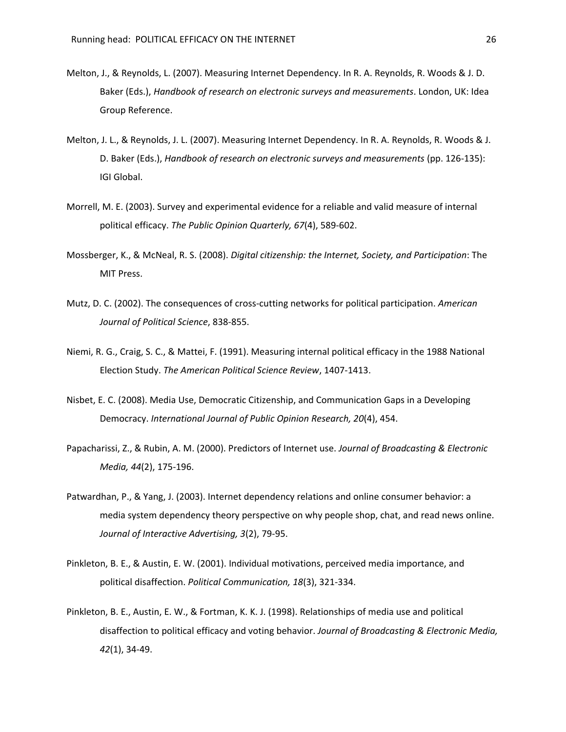Melton, J., & Reynolds, L. (2007). Measuring Internet Dependency. In R. A. Reynolds, R. Woods & J. D. Baker (Eds.), *Handbook of research on electronic surveys and measurements*. London, UK: Idea Group Reference.

Melton, J. L., & Reynolds, J. L. (2007). Measuring Internet Dependency. In R. A. Reynolds, R. Woods & J. D. Baker (Eds.), *Handbook of research on electronic surveys and measurements* (pp. 126-135): IGI Global.

Morrell, M. E. (2003). Survey and experimental evidence for a reliable and valid measure of internal political efficacy. *The Public Opinion Quarterly, 67*(4), 589-602.

Mossberger, K., & McNeal, R. S. (2008). *Digital citizenship: the Internet, Society, and Participation*: The MIT Press.

Mutz, D. C. (2002). The consequences of cross-cutting networks for political participation. *American Journal of Political Science*, 838-855.

Niemi, R. G., Craig, S. C., & Mattei, F. (1991). Measuring internal political efficacy in the 1988 National Election Study. *The American Political Science Review*, 1407-1413.

Nisbet, E. C. (2008). Media Use, Democratic Citizenship, and Communication Gaps in a Developing Democracy. *International Journal of Public Opinion Research, 20*(4), 454.

Papacharissi, Z., & Rubin, A. M. (2000). Predictors of Internet use. *Journal of Broadcasting & Electronic Media, 44*(2), 175-196.

Patwardhan, P., & Yang, J. (2003). Internet dependency relations and online consumer behavior: a media system dependency theory perspective on why people shop, chat, and read news online. *Journal of Interactive Advertising, 3*(2), 79-95.

Pinkleton, B. E., & Austin, E. W. (2001). Individual motivations, perceived media importance, and political disaffection. *Political Communication, 18*(3), 321-334.

Pinkleton, B. E., Austin, E. W., & Fortman, K. K. J. (1998). Relationships of media use and political disaffection to political efficacy and voting behavior. *Journal of Broadcasting & Electronic Media, 42*(1), 34-49.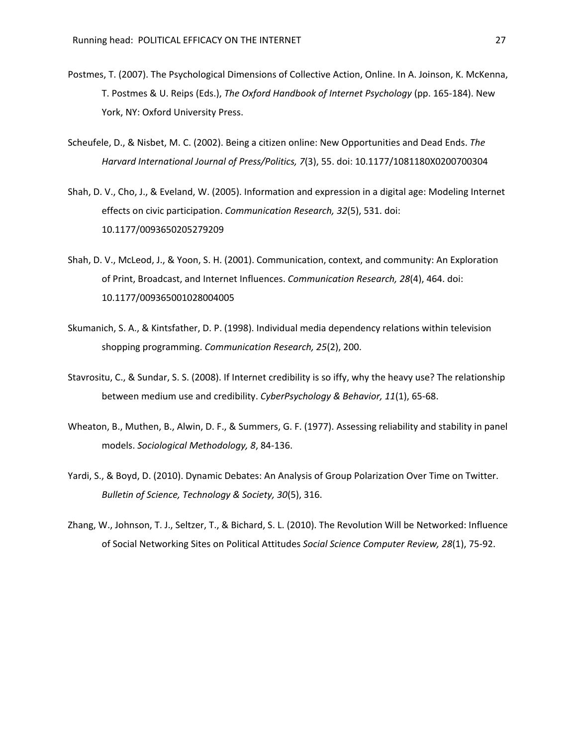Postmes, T. (2007). The Psychological Dimensions of Collective Action, Online. In A. Joinson, K. McKenna, T. Postmes & U. Reips (Eds.), *The Oxford Handbook of Internet Psychology* (pp. 165-184). New York, NY: Oxford University Press.

Scheufele, D., & Nisbet, M. C. (2002). Being a citizen online: New Opportunities and Dead Ends. *The Harvard International Journal of Press/Politics, 7*(3), 55. doi: 10.1177/1081180X0200700304

Shah, D. V., Cho, J., & Eveland, W. (2005). Information and expression in a digital age: Modeling Internet effects on civic participation. *Communication Research, 32*(5), 531. doi: 10.1177/0093650205279209

Shah, D. V., McLeod, J., & Yoon, S. H. (2001). Communication, context, and community: An Exploration of Print, Broadcast, and Internet Influences. *Communication Research, 28*(4), 464. doi: 10.1177/009365001028004005

Skumanich, S. A., & Kintsfather, D. P. (1998). Individual media dependency relations within television shopping programming. *Communication Research, 25*(2), 200.

Stavrositu, C., & Sundar, S. S. (2008). If Internet credibility is so iffy, why the heavy use? The relationship between medium use and credibility. *CyberPsychology & Behavior, 11*(1), 65-68.

Wheaton, B., Muthen, B., Alwin, D. F., & Summers, G. F. (1977). Assessing reliability and stability in panel models. *Sociological Methodology, 8*, 84-136.

Yardi, S., & Boyd, D. (2010). Dynamic Debates: An Analysis of Group Polarization Over Time on Twitter. *Bulletin of Science, Technology & Society, 30*(5), 316.

Zhang, W., Johnson, T. J., Seltzer, T., & Bichard, S. L. (2010). The Revolution Will be Networked: Influence of Social Networking Sites on Political Attitudes *Social Science Computer Review, 28*(1), 75-92.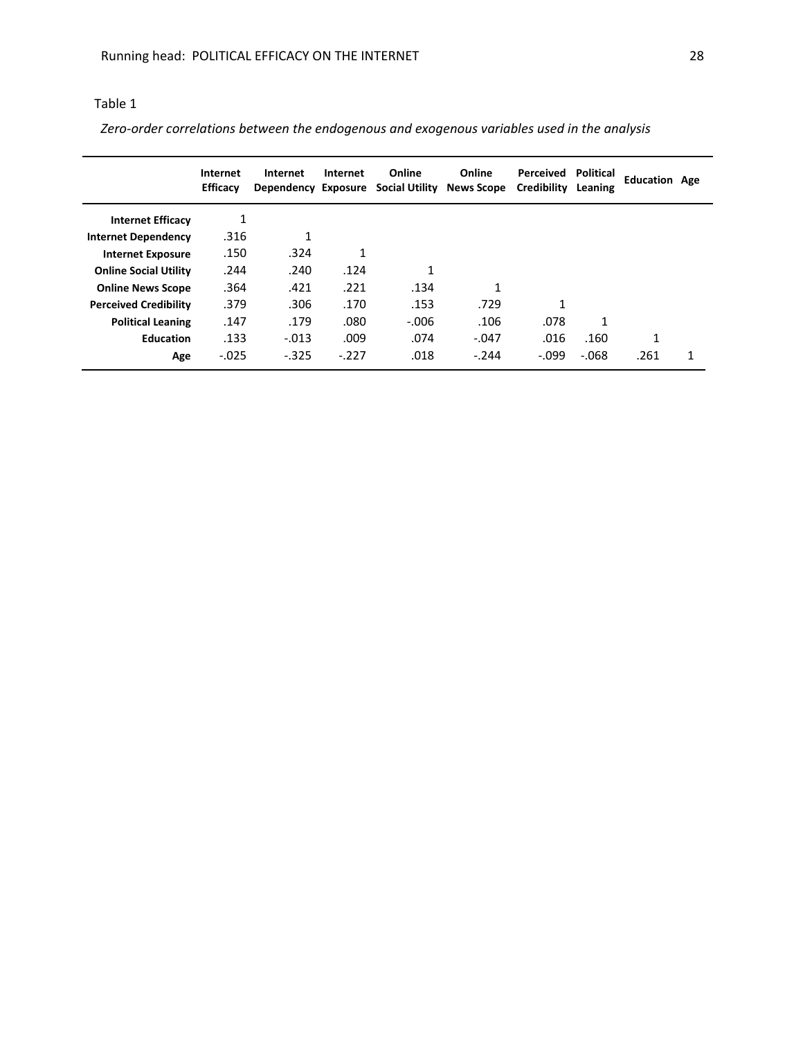Table 1

*Zero-order correlations between the endogenous and exogenous variables used in the analysis*

| | Internet Efficacy | Internet Dependency | Internet Exposure | Online Social Utility | Online News Scope | Perceived Credibility | Political Leaning | Education | Age |
|---|---|---|---|---|---|---|---|---|---|
| **Internet Efficacy** | 1 | | | | | | | | |
| **Internet Dependency** | .316 | 1 | | | | | | | |
| **Internet Exposure** | .150 | .324 | 1 | | | | | | |
| **Online Social Utility** | .244 | .240 | .124 | 1 | | | | | |
| **Online News Scope** | .364 | .421 | .221 | .134 | 1 | | | | |
| **Perceived Credibility** | .379 | .306 | .170 | .153 | .729 | 1 | | | |
| **Political Leaning** | .147 | .179 | .080 | -.006 | .106 | .078 | 1 | | |
| **Education** | .133 | -.013 | .009 | .074 | -.047 | .016 | .160 | 1 | |
| **Age** | -.025 | -.325 | -.227 | .018 | -.244 | -.099 | -.068 | .261 | 1 |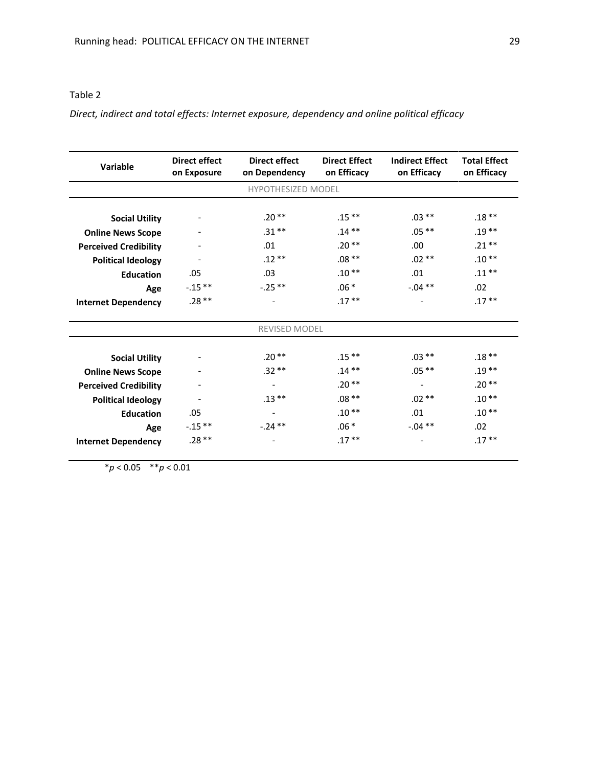Table 2

*Direct, indirect and total effects: Internet exposure, dependency and online political efficacy*

| Variable | Direct effect on Exposure | Direct effect on Dependency | Direct Effect on Efficacy | Indirect Effect on Efficacy | Total Effect on Efficacy |
|---|---|---|---|---|---|
| HYPOTHESIZED MODEL | | | | | |
| **Social Utility** | - | .20 ** | .15 ** | .03 ** | .18 ** |
| **Online News Scope** | - | .31 ** | .14 ** | .05 ** | .19 ** |
| **Perceived Credibility** | - | .01 | .20 ** | .00 | .21 ** |
| **Political Ideology** | - | .12 ** | .08 ** | .02 ** | .10 ** |
| **Education** | .05 | .03 | .10 ** | .01 | .11 ** |
| **Age** | -.15 ** | -.25 ** | .06 * | -.04 ** | .02 |
| **Internet Dependency** | .28 ** | - | .17 ** | - | .17 ** |
| REVISED MODEL | | | | | |
| **Social Utility** | - | .20 ** | .15 ** | .03 ** | .18 ** |
| **Online News Scope** | - | .32 ** | .14 ** | .05 ** | .19 ** |
| **Perceived Credibility** | - | - | .20 ** | - | .20 ** |
| **Political Ideology** | - | .13 ** | .08 ** | .02 ** | .10 ** |
| **Education** | .05 | - | .10 ** | .01 | .10 ** |
| **Age** | -.15 ** | -.24 ** | .06 * | -.04 ** | .02 |
| **Internet Dependency** | .28 ** | - | .17 ** | - | .17 ** |

*$p < 0.05$ **$p < 0.01$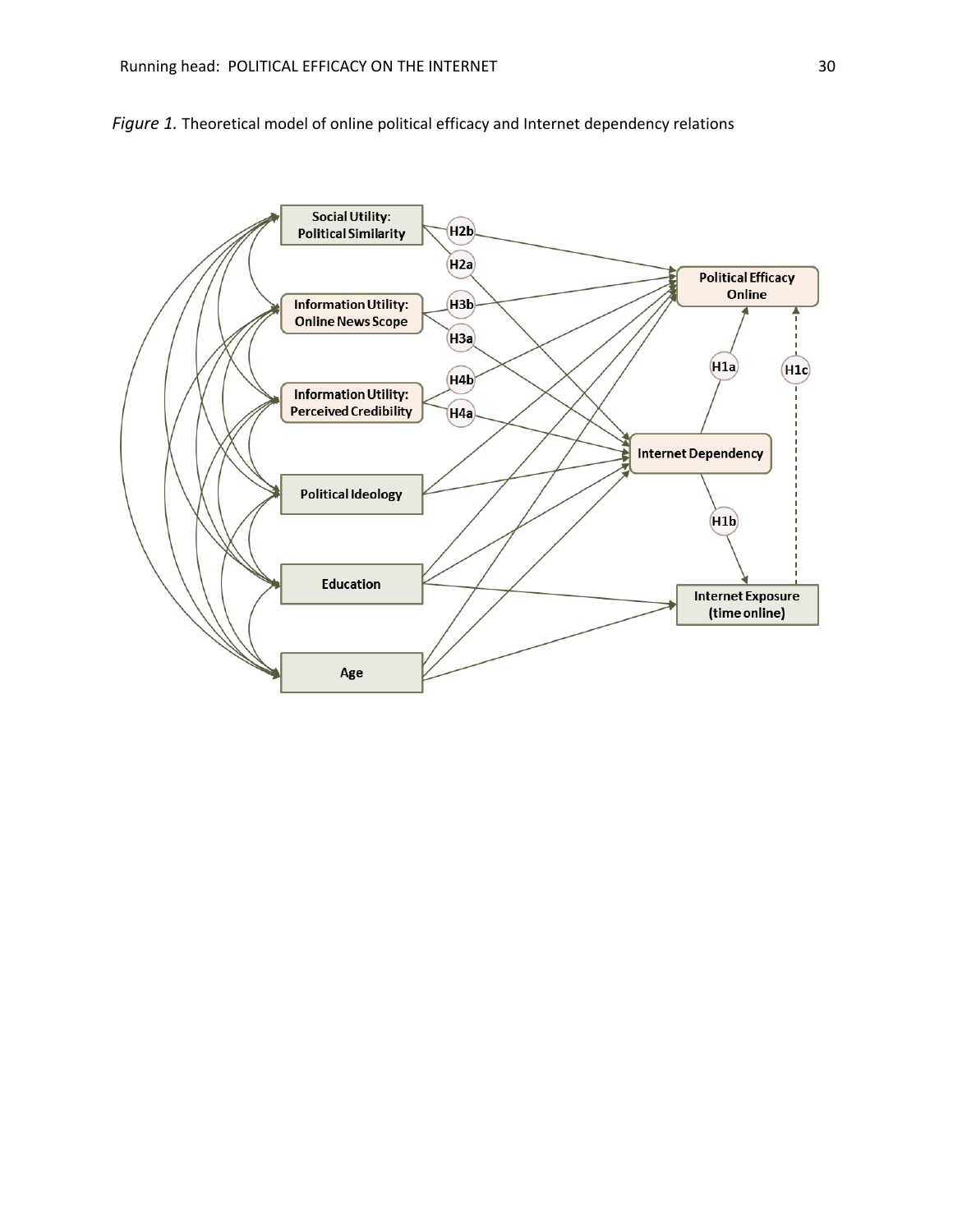*Figure 1.* Theoretical model of online political efficacy and Internet dependency relations

Social Utility: Political Similarity

Information Utility: Online News Scope

Information Utility: Perceived Credibility

Political Ideology

Education

Age

H2b

H2a

H3b

H3a

H4b

H4a

Political Efficacy Online

Internet Dependency

Internet Exposure (time online)

H1a

H1b

H1c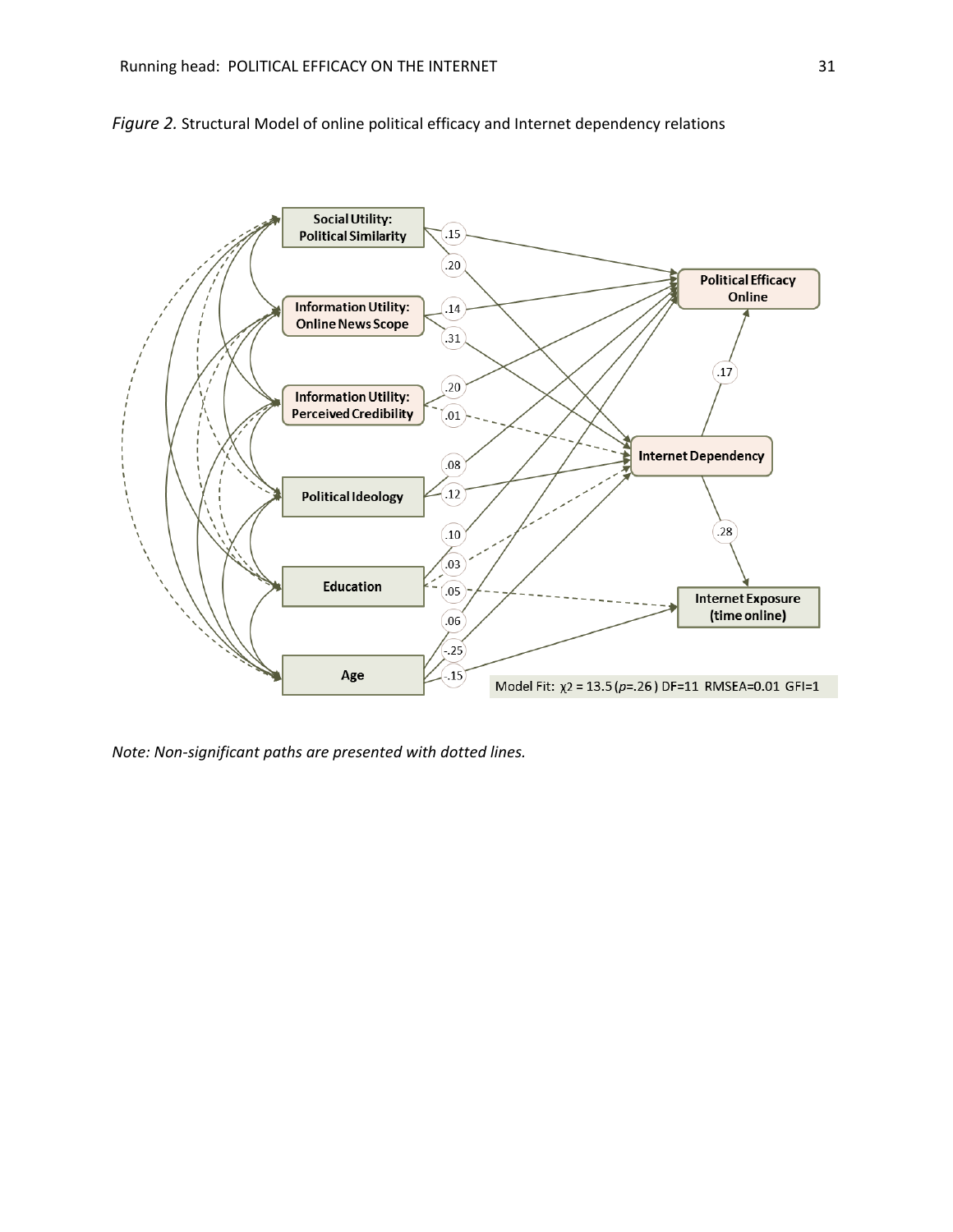*Figure 2.* Structural Model of online political efficacy and Internet dependency relations

Social Utility: Political Similarity

Information Utility: Online News Scope

Information Utility: Perceived Credibility

Political Ideology

Education

Age

Political Efficacy Online

Internet Dependency

Internet Exposure (time online)

.15
.20
.14
.31
.20
.01
.08
.12
.10
.03
.05
.06
-.25
-.15
.17
.28

Model Fit: χ2 = 13.5 (*p*=.26 ) DF=11 RMSEA=0.01 GFI=1

*Note: Non-significant paths are presented with dotted lines.*